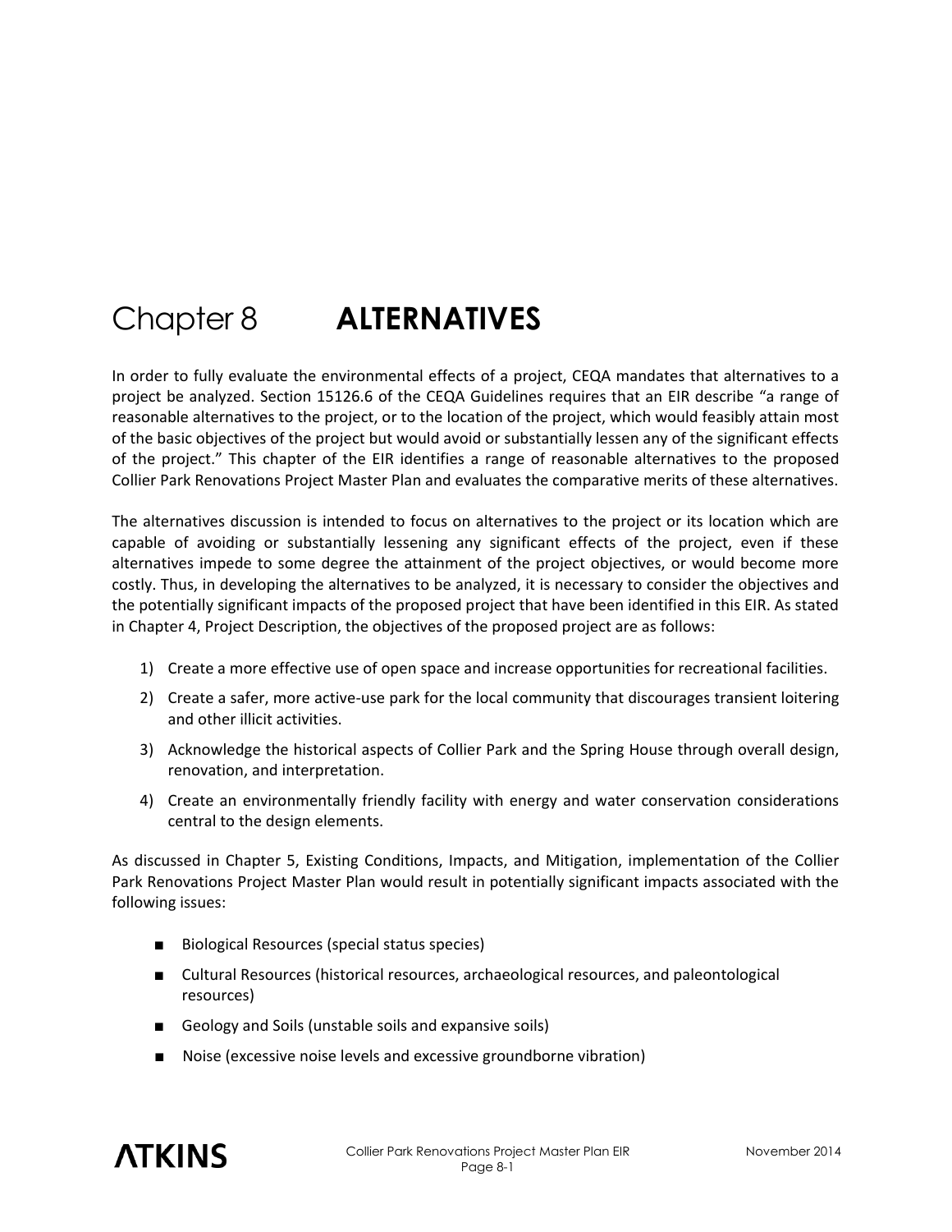# Chapter 8 ALTERNATIVES

In order to fully evaluate the environmental effects of a project, CEQA mandates that alternatives to a project be analyzed. Section 15126.6 of the CEQA Guidelines requires that an EIR describe “a range of reasonable alternatives to the project, or to the location of the project, which would feasibly attain most of the basic objectives of the project but would avoid or substantially lessen any of the significant effects of the project.” This chapter of the EIR identifies a range of reasonable alternatives to the proposed Collier Park Renovations Project Master Plan and evaluates the comparative merits of these alternatives.

The alternatives discussion is intended to focus on alternatives to the project or its location which are capable of avoiding or substantially lessening any significant effects of the project, even if these alternatives impede to some degree the attainment of the project objectives, or would become more costly. Thus, in developing the alternatives to be analyzed, it is necessary to consider the objectives and the potentially significant impacts of the proposed project that have been identified in this EIR. As stated in Chapter 4, Project Description, the objectives of the proposed project are as follows:

1) Create a more effective use of open space and increase opportunities for recreational facilities.
2) Create a safer, more active-use park for the local community that discourages transient loitering and other illicit activities.
3) Acknowledge the historical aspects of Collier Park and the Spring House through overall design, renovation, and interpretation.
4) Create an environmentally friendly facility with energy and water conservation considerations central to the design elements.

As discussed in Chapter 5, Existing Conditions, Impacts, and Mitigation, implementation of the Collier Park Renovations Project Master Plan would result in potentially significant impacts associated with the following issues:

- Biological Resources (special status species)
- Cultural Resources (historical resources, archaeological resources, and paleontological resources)
- Geology and Soils (unstable soils and expansive soils)
- Noise (excessive noise levels and excessive groundborne vibration)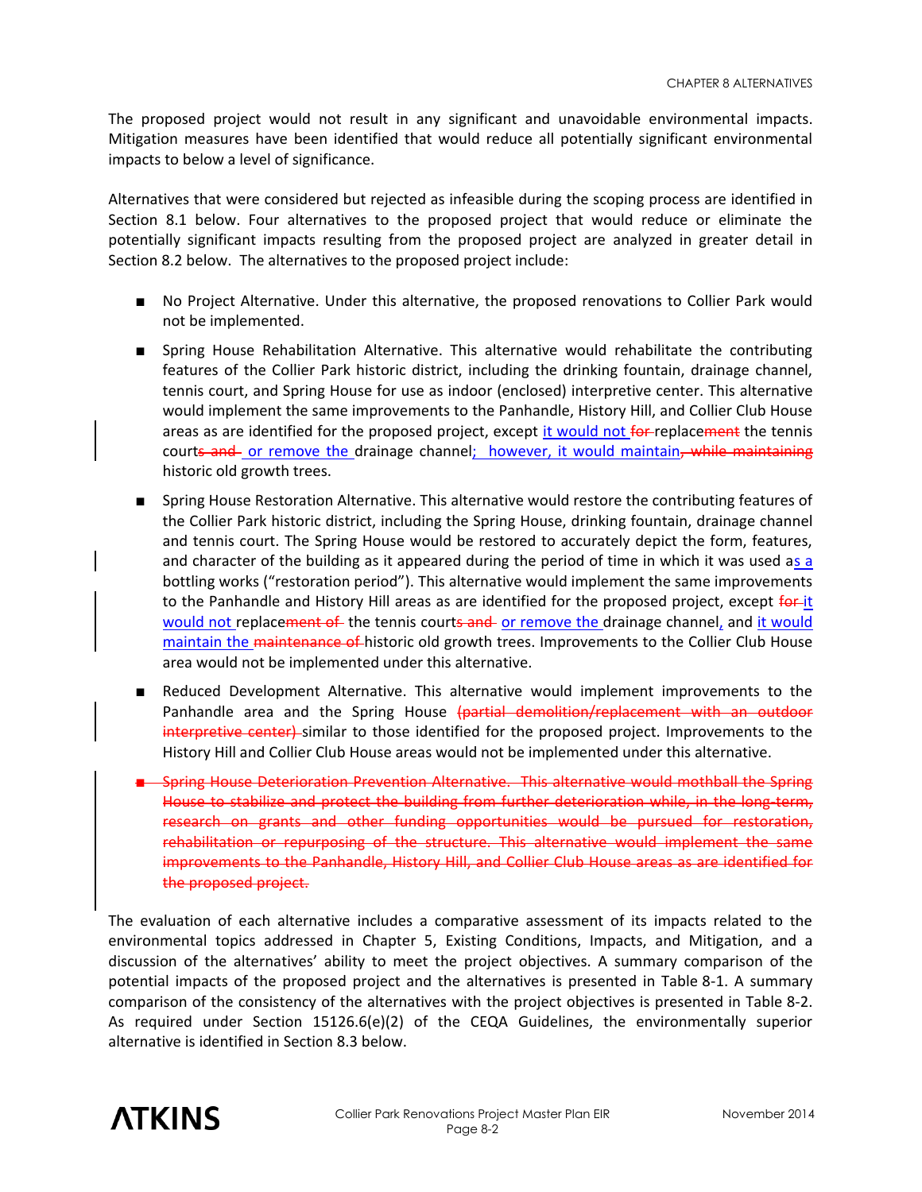The proposed project would not result in any significant and unavoidable environmental impacts. Mitigation measures have been identified that would reduce all potentially significant environmental impacts to below a level of significance.

Alternatives that were considered but rejected as infeasible during the scoping process are identified in Section 8.1 below. Four alternatives to the proposed project that would reduce or eliminate the potentially significant impacts resulting from the proposed project are analyzed in greater detail in Section 8.2 below. The alternatives to the proposed project include:

- No Project Alternative. Under this alternative, the proposed renovations to Collier Park would not be implemented.
- Spring House Rehabilitation Alternative. This alternative would rehabilitate the contributing features of the Collier Park historic district, including the drinking fountain, drainage channel, tennis court, and Spring House for use as indoor (enclosed) interpretive center. This alternative would implement the same improvements to the Panhandle, History Hill, and Collier Club House areas as are identified for the proposed project, except it would not ~~for~~ replace~~ment~~ the tennis court~~s and~~ or remove the drainage channel; however, it would maintain~~, while maintaining~~ historic old growth trees.
- Spring House Restoration Alternative. This alternative would restore the contributing features of the Collier Park historic district, including the Spring House, drinking fountain, drainage channel and tennis court. The Spring House would be restored to accurately depict the form, features, and character of the building as it appeared during the period of time in which it was used as a bottling works ("restoration period"). This alternative would implement the same improvements to the Panhandle and History Hill areas as are identified for the proposed project, except ~~for~~ it would not replace~~ment of~~ the tennis court~~s and~~ or remove the drainage channel, and it would maintain the ~~maintenance of~~ historic old growth trees. Improvements to the Collier Club House area would not be implemented under this alternative.
- Reduced Development Alternative. This alternative would implement improvements to the Panhandle area and the Spring House ~~(partial demolition/replacement with an outdoor interpretive center)~~ similar to those identified for the proposed project. Improvements to the History Hill and Collier Club House areas would not be implemented under this alternative.
- ~~Spring House Deterioration Prevention Alternative. This alternative would mothball the Spring House to stabilize and protect the building from further deterioration while, in the long-term, research on grants and other funding opportunities would be pursued for restoration, rehabilitation or repurposing of the structure. This alternative would implement the same improvements to the Panhandle, History Hill, and Collier Club House areas as are identified for the proposed project.~~

The evaluation of each alternative includes a comparative assessment of its impacts related to the environmental topics addressed in Chapter 5, Existing Conditions, Impacts, and Mitigation, and a discussion of the alternatives' ability to meet the project objectives. A summary comparison of the potential impacts of the proposed project and the alternatives is presented in Table 8-1. A summary comparison of the consistency of the alternatives with the project objectives is presented in Table 8-2. As required under Section 15126.6(e)(2) of the CEQA Guidelines, the environmentally superior alternative is identified in Section 8.3 below.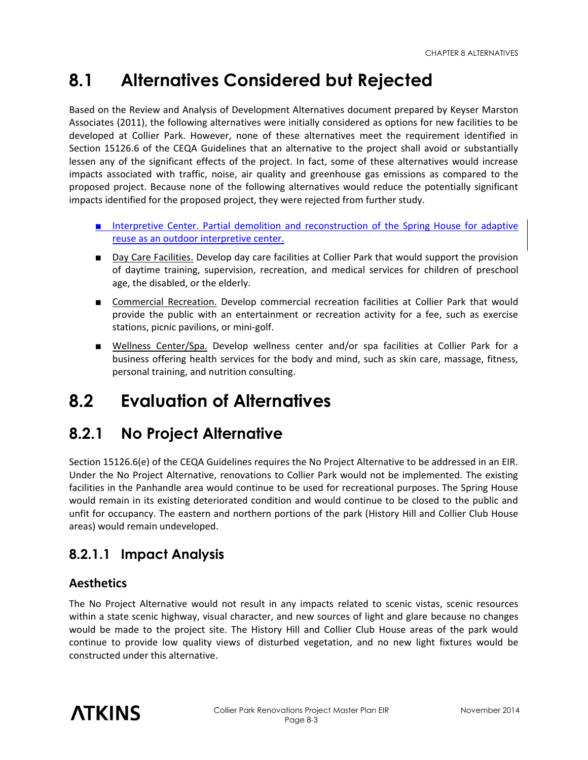# 8.1 Alternatives Considered but Rejected

Based on the Review and Analysis of Development Alternatives document prepared by Keyser Marston Associates (2011), the following alternatives were initially considered as options for new facilities to be developed at Collier Park. However, none of these alternatives meet the requirement identified in Section 15126.6 of the CEQA Guidelines that an alternative to the project shall avoid or substantially lessen any of the significant effects of the project. In fact, some of these alternatives would increase impacts associated with traffic, noise, air quality and greenhouse gas emissions as compared to the proposed project. Because none of the following alternatives would reduce the potentially significant impacts identified for the proposed project, they were rejected from further study.

- Interpretive Center. Partial demolition and reconstruction of the Spring House for adaptive reuse as an outdoor interpretive center.
- Day Care Facilities. Develop day care facilities at Collier Park that would support the provision of daytime training, supervision, recreation, and medical services for children of preschool age, the disabled, or the elderly.
- Commercial Recreation. Develop commercial recreation facilities at Collier Park that would provide the public with an entertainment or recreation activity for a fee, such as exercise stations, picnic pavilions, or mini-golf.
- Wellness Center/Spa. Develop wellness center and/or spa facilities at Collier Park for a business offering health services for the body and mind, such as skin care, massage, fitness, personal training, and nutrition consulting.

# 8.2 Evaluation of Alternatives

## 8.2.1 No Project Alternative

Section 15126.6(e) of the CEQA Guidelines requires the No Project Alternative to be addressed in an EIR. Under the No Project Alternative, renovations to Collier Park would not be implemented. The existing facilities in the Panhandle area would continue to be used for recreational purposes. The Spring House would remain in its existing deteriorated condition and would continue to be closed to the public and unfit for occupancy. The eastern and northern portions of the park (History Hill and Collier Club House areas) would remain undeveloped.

### 8.2.1.1 Impact Analysis

#### Aesthetics

The No Project Alternative would not result in any impacts related to scenic vistas, scenic resources within a state scenic highway, visual character, and new sources of light and glare because no changes would be made to the project site. The History Hill and Collier Club House areas of the park would continue to provide low quality views of disturbed vegetation, and no new light fixtures would be constructed under this alternative.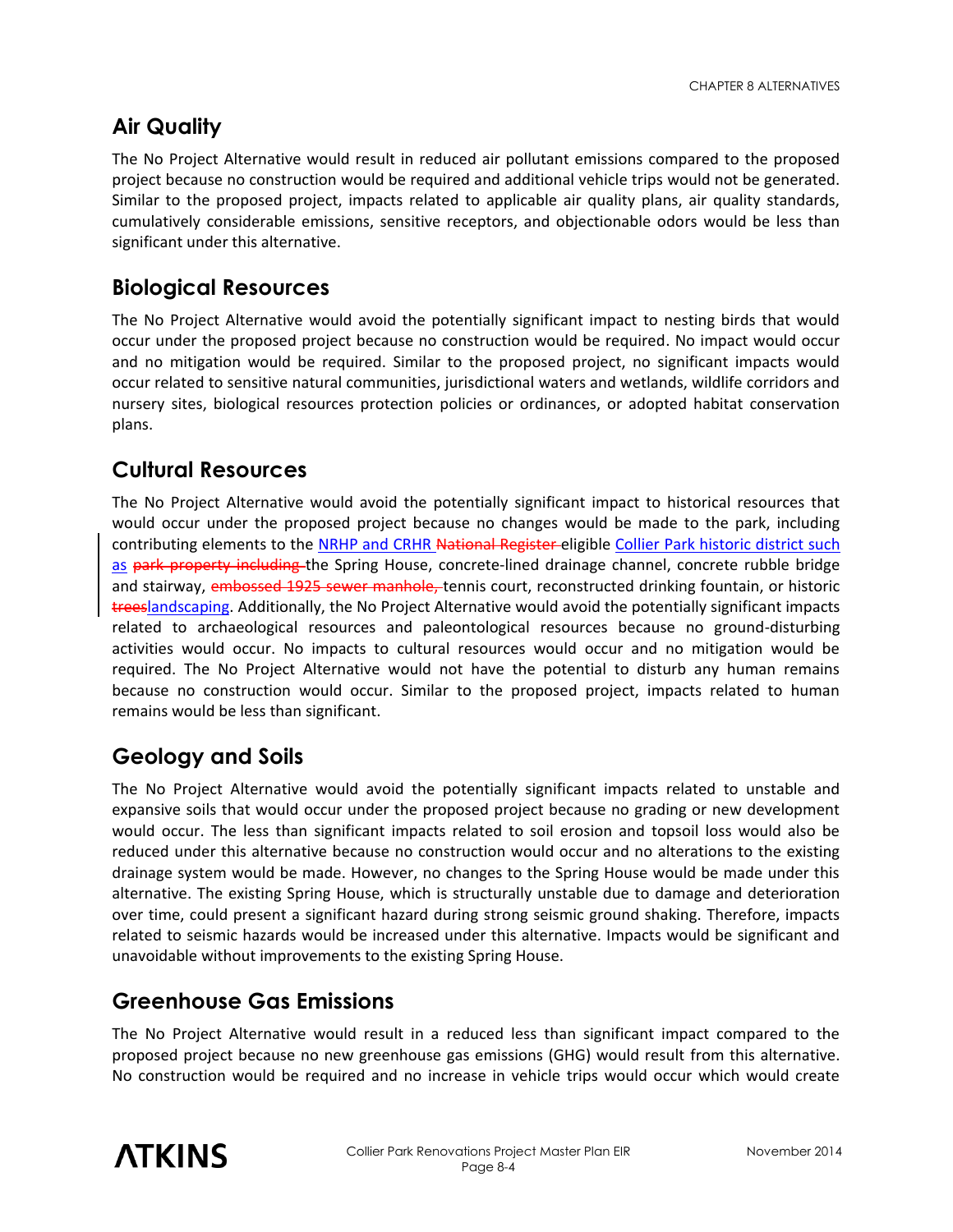## Air Quality

The No Project Alternative would result in reduced air pollutant emissions compared to the proposed project because no construction would be required and additional vehicle trips would not be generated. Similar to the proposed project, impacts related to applicable air quality plans, air quality standards, cumulatively considerable emissions, sensitive receptors, and objectionable odors would be less than significant under this alternative.

## Biological Resources

The No Project Alternative would avoid the potentially significant impact to nesting birds that would occur under the proposed project because no construction would be required. No impact would occur and no mitigation would be required. Similar to the proposed project, no significant impacts would occur related to sensitive natural communities, jurisdictional waters and wetlands, wildlife corridors and nursery sites, biological resources protection policies or ordinances, or adopted habitat conservation plans.

## Cultural Resources

The No Project Alternative would avoid the potentially significant impact to historical resources that would occur under the proposed project because no changes would be made to the park, including contributing elements to the NRHP and CRHR ~~National Register~~ eligible Collier Park historic district such as ~~park property including~~ the Spring House, concrete-lined drainage channel, concrete rubble bridge and stairway, ~~embossed 1925 sewer manhole,~~ tennis court, reconstructed drinking fountain, or historic ~~trees~~landscaping. Additionally, the No Project Alternative would avoid the potentially significant impacts related to archaeological resources and paleontological resources because no ground-disturbing activities would occur. No impacts to cultural resources would occur and no mitigation would be required. The No Project Alternative would not have the potential to disturb any human remains because no construction would occur. Similar to the proposed project, impacts related to human remains would be less than significant.

## Geology and Soils

The No Project Alternative would avoid the potentially significant impacts related to unstable and expansive soils that would occur under the proposed project because no grading or new development would occur. The less than significant impacts related to soil erosion and topsoil loss would also be reduced under this alternative because no construction would occur and no alterations to the existing drainage system would be made. However, no changes to the Spring House would be made under this alternative. The existing Spring House, which is structurally unstable due to damage and deterioration over time, could present a significant hazard during strong seismic ground shaking. Therefore, impacts related to seismic hazards would be increased under this alternative. Impacts would be significant and unavoidable without improvements to the existing Spring House.

## Greenhouse Gas Emissions

The No Project Alternative would result in a reduced less than significant impact compared to the proposed project because no new greenhouse gas emissions (GHG) would result from this alternative. No construction would be required and no increase in vehicle trips would occur which would create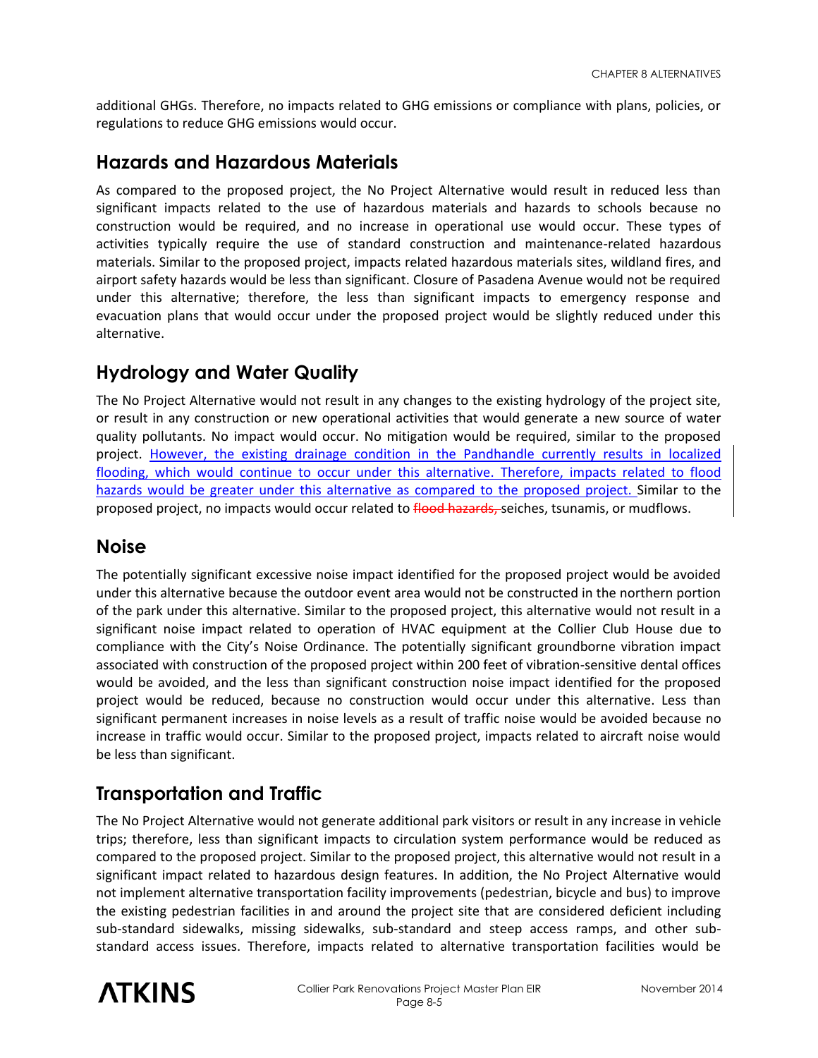additional GHGs. Therefore, no impacts related to GHG emissions or compliance with plans, policies, or regulations to reduce GHG emissions would occur.

## Hazards and Hazardous Materials

As compared to the proposed project, the No Project Alternative would result in reduced less than significant impacts related to the use of hazardous materials and hazards to schools because no construction would be required, and no increase in operational use would occur. These types of activities typically require the use of standard construction and maintenance-related hazardous materials. Similar to the proposed project, impacts related hazardous materials sites, wildland fires, and airport safety hazards would be less than significant. Closure of Pasadena Avenue would not be required under this alternative; therefore, the less than significant impacts to emergency response and evacuation plans that would occur under the proposed project would be slightly reduced under this alternative.

## Hydrology and Water Quality

The No Project Alternative would not result in any changes to the existing hydrology of the project site, or result in any construction or new operational activities that would generate a new source of water quality pollutants. No impact would occur. No mitigation would be required, similar to the proposed project. However, the existing drainage condition in the Pandhandle currently results in localized flooding, which would continue to occur under this alternative. Therefore, impacts related to flood hazards would be greater under this alternative as compared to the proposed project. Similar to the proposed project, no impacts would occur related to ~~flood hazards,~~ seiches, tsunamis, or mudflows.

## Noise

The potentially significant excessive noise impact identified for the proposed project would be avoided under this alternative because the outdoor event area would not be constructed in the northern portion of the park under this alternative. Similar to the proposed project, this alternative would not result in a significant noise impact related to operation of HVAC equipment at the Collier Club House due to compliance with the City's Noise Ordinance. The potentially significant groundborne vibration impact associated with construction of the proposed project within 200 feet of vibration-sensitive dental offices would be avoided, and the less than significant construction noise impact identified for the proposed project would be reduced, because no construction would occur under this alternative. Less than significant permanent increases in noise levels as a result of traffic noise would be avoided because no increase in traffic would occur. Similar to the proposed project, impacts related to aircraft noise would be less than significant.

## Transportation and Traffic

The No Project Alternative would not generate additional park visitors or result in any increase in vehicle trips; therefore, less than significant impacts to circulation system performance would be reduced as compared to the proposed project. Similar to the proposed project, this alternative would not result in a significant impact related to hazardous design features. In addition, the No Project Alternative would not implement alternative transportation facility improvements (pedestrian, bicycle and bus) to improve the existing pedestrian facilities in and around the project site that are considered deficient including sub-standard sidewalks, missing sidewalks, sub-standard and steep access ramps, and other sub-standard access issues. Therefore, impacts related to alternative transportation facilities would be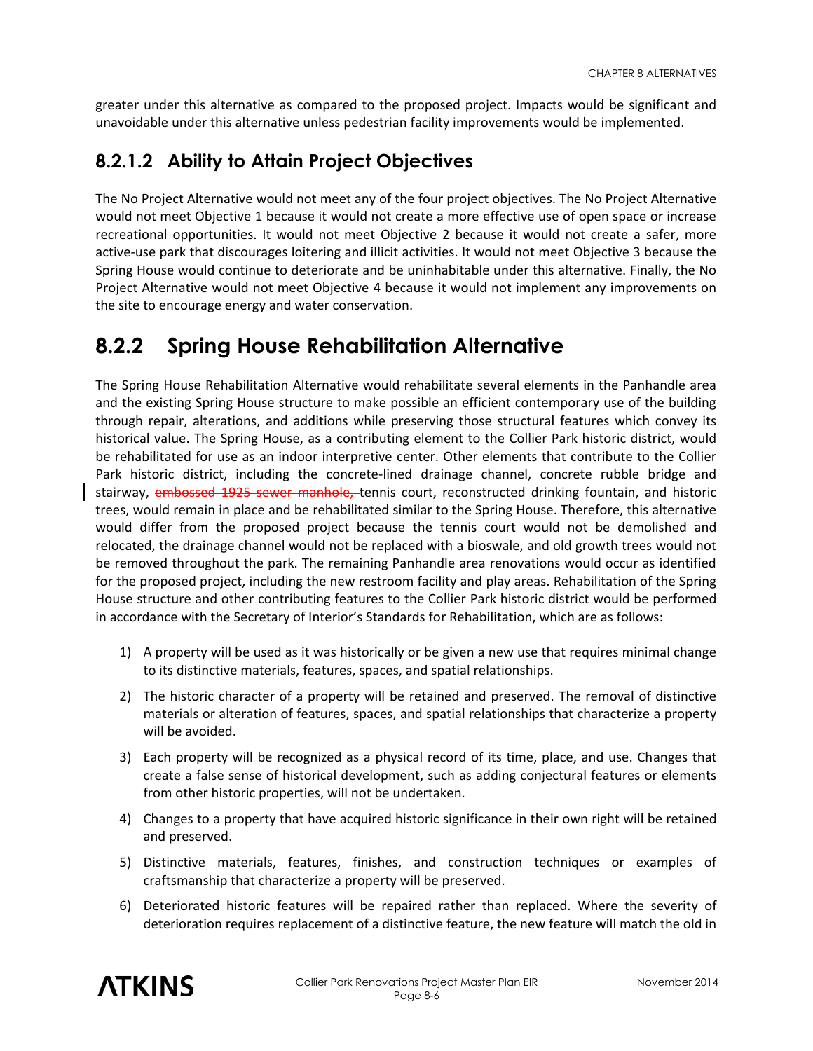greater under this alternative as compared to the proposed project. Impacts would be significant and unavoidable under this alternative unless pedestrian facility improvements would be implemented.

### 8.2.1.2 Ability to Attain Project Objectives

The No Project Alternative would not meet any of the four project objectives. The No Project Alternative would not meet Objective 1 because it would not create a more effective use of open space or increase recreational opportunities. It would not meet Objective 2 because it would not create a safer, more active-use park that discourages loitering and illicit activities. It would not meet Objective 3 because the Spring House would continue to deteriorate and be uninhabitable under this alternative. Finally, the No Project Alternative would not meet Objective 4 because it would not implement any improvements on the site to encourage energy and water conservation.

## 8.2.2 Spring House Rehabilitation Alternative

The Spring House Rehabilitation Alternative would rehabilitate several elements in the Panhandle area and the existing Spring House structure to make possible an efficient contemporary use of the building through repair, alterations, and additions while preserving those structural features which convey its historical value. The Spring House, as a contributing element to the Collier Park historic district, would be rehabilitated for use as an indoor interpretive center. Other elements that contribute to the Collier Park historic district, including the concrete-lined drainage channel, concrete rubble bridge and stairway, ~~embossed 1925 sewer manhole,~~ tennis court, reconstructed drinking fountain, and historic trees, would remain in place and be rehabilitated similar to the Spring House. Therefore, this alternative would differ from the proposed project because the tennis court would not be demolished and relocated, the drainage channel would not be replaced with a bioswale, and old growth trees would not be removed throughout the park. The remaining Panhandle area renovations would occur as identified for the proposed project, including the new restroom facility and play areas. Rehabilitation of the Spring House structure and other contributing features to the Collier Park historic district would be performed in accordance with the Secretary of Interior's Standards for Rehabilitation, which are as follows:

1) A property will be used as it was historically or be given a new use that requires minimal change to its distinctive materials, features, spaces, and spatial relationships.
2) The historic character of a property will be retained and preserved. The removal of distinctive materials or alteration of features, spaces, and spatial relationships that characterize a property will be avoided.
3) Each property will be recognized as a physical record of its time, place, and use. Changes that create a false sense of historical development, such as adding conjectural features or elements from other historic properties, will not be undertaken.
4) Changes to a property that have acquired historic significance in their own right will be retained and preserved.
5) Distinctive materials, features, finishes, and construction techniques or examples of craftsmanship that characterize a property will be preserved.
6) Deteriorated historic features will be repaired rather than replaced. Where the severity of deterioration requires replacement of a distinctive feature, the new feature will match the old in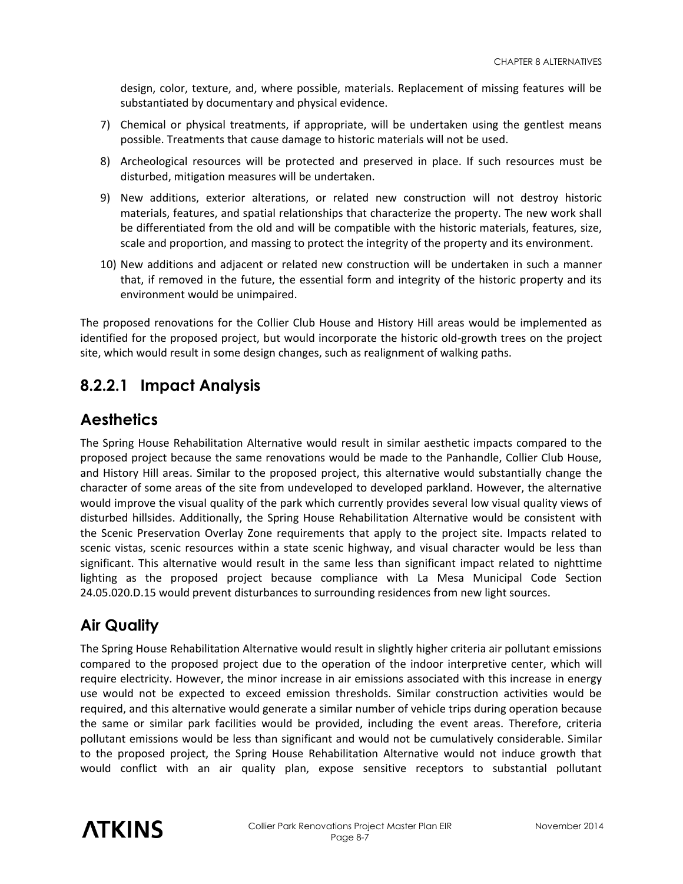design, color, texture, and, where possible, materials. Replacement of missing features will be substantiated by documentary and physical evidence.

7) Chemical or physical treatments, if appropriate, will be undertaken using the gentlest means possible. Treatments that cause damage to historic materials will not be used.
8) Archeological resources will be protected and preserved in place. If such resources must be disturbed, mitigation measures will be undertaken.
9) New additions, exterior alterations, or related new construction will not destroy historic materials, features, and spatial relationships that characterize the property. The new work shall be differentiated from the old and will be compatible with the historic materials, features, size, scale and proportion, and massing to protect the integrity of the property and its environment.
10) New additions and adjacent or related new construction will be undertaken in such a manner that, if removed in the future, the essential form and integrity of the historic property and its environment would be unimpaired.

The proposed renovations for the Collier Club House and History Hill areas would be implemented as identified for the proposed project, but would incorporate the historic old-growth trees on the project site, which would result in some design changes, such as realignment of walking paths.

## 8.2.2.1 Impact Analysis

## Aesthetics

The Spring House Rehabilitation Alternative would result in similar aesthetic impacts compared to the proposed project because the same renovations would be made to the Panhandle, Collier Club House, and History Hill areas. Similar to the proposed project, this alternative would substantially change the character of some areas of the site from undeveloped to developed parkland. However, the alternative would improve the visual quality of the park which currently provides several low visual quality views of disturbed hillsides. Additionally, the Spring House Rehabilitation Alternative would be consistent with the Scenic Preservation Overlay Zone requirements that apply to the project site. Impacts related to scenic vistas, scenic resources within a state scenic highway, and visual character would be less than significant. This alternative would result in the same less than significant impact related to nighttime lighting as the proposed project because compliance with La Mesa Municipal Code Section 24.05.020.D.15 would prevent disturbances to surrounding residences from new light sources.

## Air Quality

The Spring House Rehabilitation Alternative would result in slightly higher criteria air pollutant emissions compared to the proposed project due to the operation of the indoor interpretive center, which will require electricity. However, the minor increase in air emissions associated with this increase in energy use would not be expected to exceed emission thresholds. Similar construction activities would be required, and this alternative would generate a similar number of vehicle trips during operation because the same or similar park facilities would be provided, including the event areas. Therefore, criteria pollutant emissions would be less than significant and would not be cumulatively considerable. Similar to the proposed project, the Spring House Rehabilitation Alternative would not induce growth that would conflict with an air quality plan, expose sensitive receptors to substantial pollutant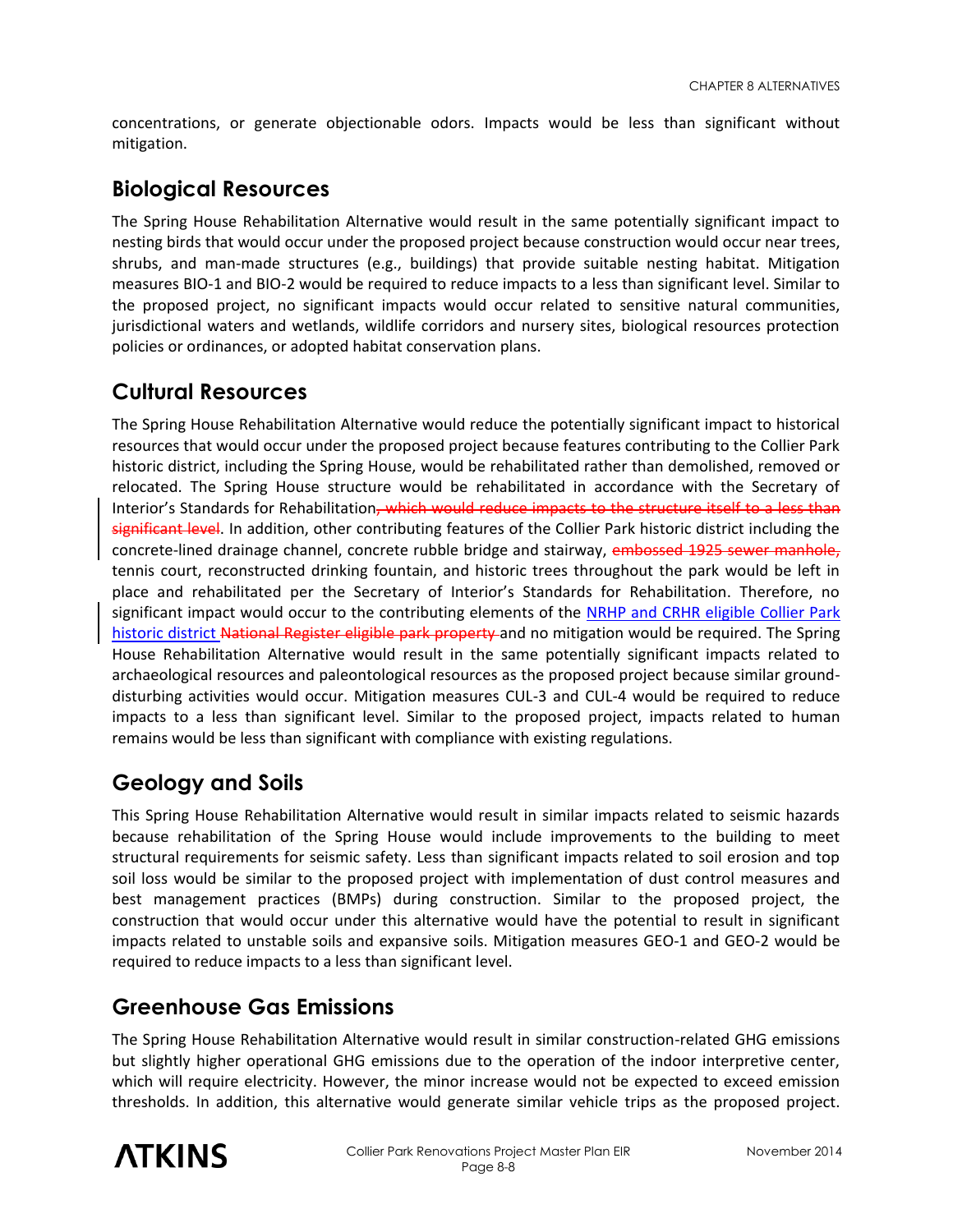concentrations, or generate objectionable odors. Impacts would be less than significant without mitigation.

## Biological Resources

The Spring House Rehabilitation Alternative would result in the same potentially significant impact to nesting birds that would occur under the proposed project because construction would occur near trees, shrubs, and man-made structures (e.g., buildings) that provide suitable nesting habitat. Mitigation measures BIO-1 and BIO-2 would be required to reduce impacts to a less than significant level. Similar to the proposed project, no significant impacts would occur related to sensitive natural communities, jurisdictional waters and wetlands, wildlife corridors and nursery sites, biological resources protection policies or ordinances, or adopted habitat conservation plans.

## Cultural Resources

The Spring House Rehabilitation Alternative would reduce the potentially significant impact to historical resources that would occur under the proposed project because features contributing to the Collier Park historic district, including the Spring House, would be rehabilitated rather than demolished, removed or relocated. The Spring House structure would be rehabilitated in accordance with the Secretary of Interior's Standards for Rehabilitation~~, which would reduce impacts to the structure itself to a less than significant level~~. In addition, other contributing features of the Collier Park historic district including the concrete-lined drainage channel, concrete rubble bridge and stairway, ~~embossed 1925 sewer manhole,~~ tennis court, reconstructed drinking fountain, and historic trees throughout the park would be left in place and rehabilitated per the Secretary of Interior's Standards for Rehabilitation. Therefore, no significant impact would occur to the contributing elements of the NRHP and CRHR eligible Collier Park historic district ~~National Register eligible park property~~ and no mitigation would be required. The Spring House Rehabilitation Alternative would result in the same potentially significant impacts related to archaeological resources and paleontological resources as the proposed project because similar ground-disturbing activities would occur. Mitigation measures CUL-3 and CUL-4 would be required to reduce impacts to a less than significant level. Similar to the proposed project, impacts related to human remains would be less than significant with compliance with existing regulations.

## Geology and Soils

This Spring House Rehabilitation Alternative would result in similar impacts related to seismic hazards because rehabilitation of the Spring House would include improvements to the building to meet structural requirements for seismic safety. Less than significant impacts related to soil erosion and top soil loss would be similar to the proposed project with implementation of dust control measures and best management practices (BMPs) during construction. Similar to the proposed project, the construction that would occur under this alternative would have the potential to result in significant impacts related to unstable soils and expansive soils. Mitigation measures GEO-1 and GEO-2 would be required to reduce impacts to a less than significant level.

## Greenhouse Gas Emissions

The Spring House Rehabilitation Alternative would result in similar construction-related GHG emissions but slightly higher operational GHG emissions due to the operation of the indoor interpretive center, which will require electricity. However, the minor increase would not be expected to exceed emission thresholds. In addition, this alternative would generate similar vehicle trips as the proposed project.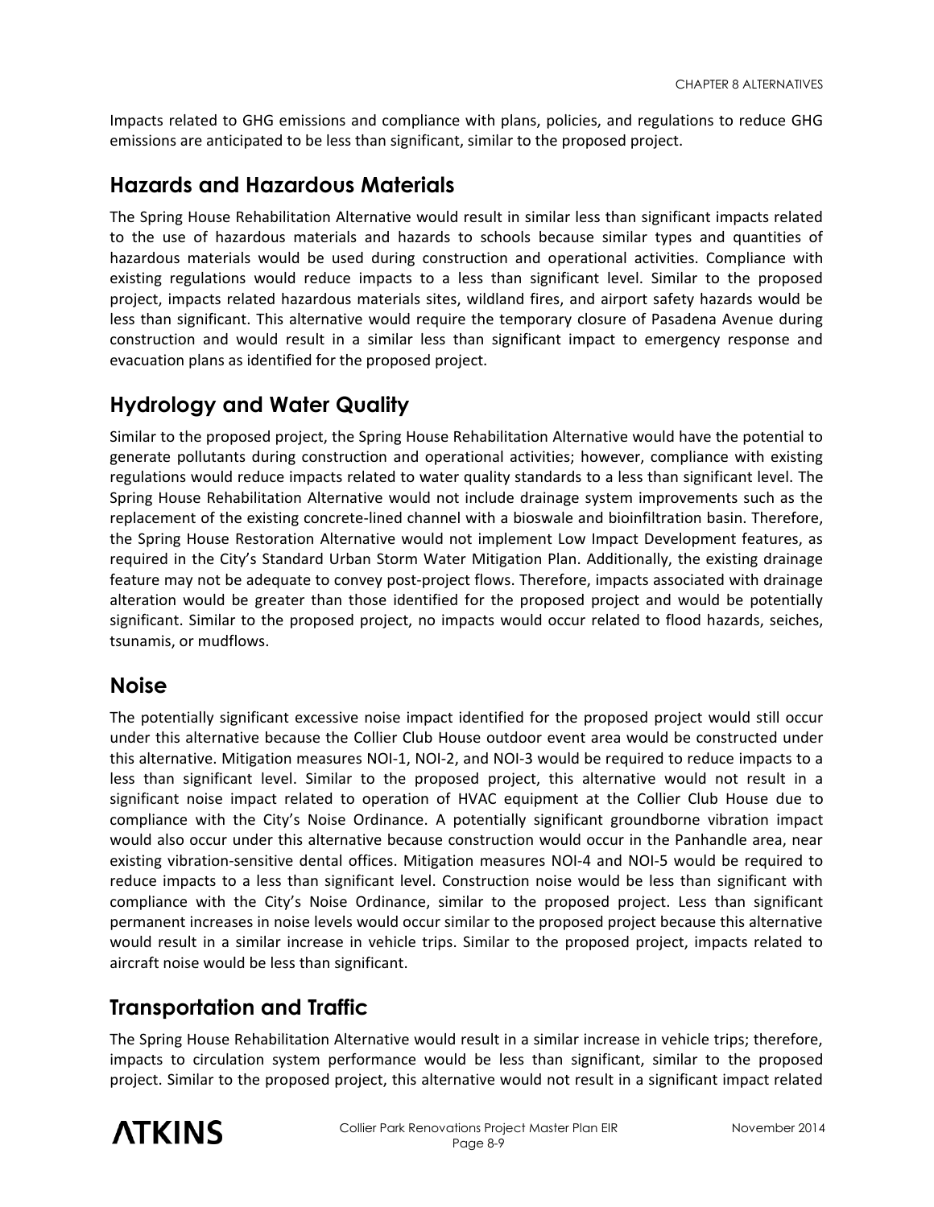Impacts related to GHG emissions and compliance with plans, policies, and regulations to reduce GHG emissions are anticipated to be less than significant, similar to the proposed project.

## Hazards and Hazardous Materials

The Spring House Rehabilitation Alternative would result in similar less than significant impacts related to the use of hazardous materials and hazards to schools because similar types and quantities of hazardous materials would be used during construction and operational activities. Compliance with existing regulations would reduce impacts to a less than significant level. Similar to the proposed project, impacts related hazardous materials sites, wildland fires, and airport safety hazards would be less than significant. This alternative would require the temporary closure of Pasadena Avenue during construction and would result in a similar less than significant impact to emergency response and evacuation plans as identified for the proposed project.

## Hydrology and Water Quality

Similar to the proposed project, the Spring House Rehabilitation Alternative would have the potential to generate pollutants during construction and operational activities; however, compliance with existing regulations would reduce impacts related to water quality standards to a less than significant level. The Spring House Rehabilitation Alternative would not include drainage system improvements such as the replacement of the existing concrete-lined channel with a bioswale and bioinfiltration basin. Therefore, the Spring House Restoration Alternative would not implement Low Impact Development features, as required in the City's Standard Urban Storm Water Mitigation Plan. Additionally, the existing drainage feature may not be adequate to convey post-project flows. Therefore, impacts associated with drainage alteration would be greater than those identified for the proposed project and would be potentially significant. Similar to the proposed project, no impacts would occur related to flood hazards, seiches, tsunamis, or mudflows.

## Noise

The potentially significant excessive noise impact identified for the proposed project would still occur under this alternative because the Collier Club House outdoor event area would be constructed under this alternative. Mitigation measures NOI-1, NOI-2, and NOI-3 would be required to reduce impacts to a less than significant level. Similar to the proposed project, this alternative would not result in a significant noise impact related to operation of HVAC equipment at the Collier Club House due to compliance with the City's Noise Ordinance. A potentially significant groundborne vibration impact would also occur under this alternative because construction would occur in the Panhandle area, near existing vibration-sensitive dental offices. Mitigation measures NOI-4 and NOI-5 would be required to reduce impacts to a less than significant level. Construction noise would be less than significant with compliance with the City's Noise Ordinance, similar to the proposed project. Less than significant permanent increases in noise levels would occur similar to the proposed project because this alternative would result in a similar increase in vehicle trips. Similar to the proposed project, impacts related to aircraft noise would be less than significant.

## Transportation and Traffic

The Spring House Rehabilitation Alternative would result in a similar increase in vehicle trips; therefore, impacts to circulation system performance would be less than significant, similar to the proposed project. Similar to the proposed project, this alternative would not result in a significant impact related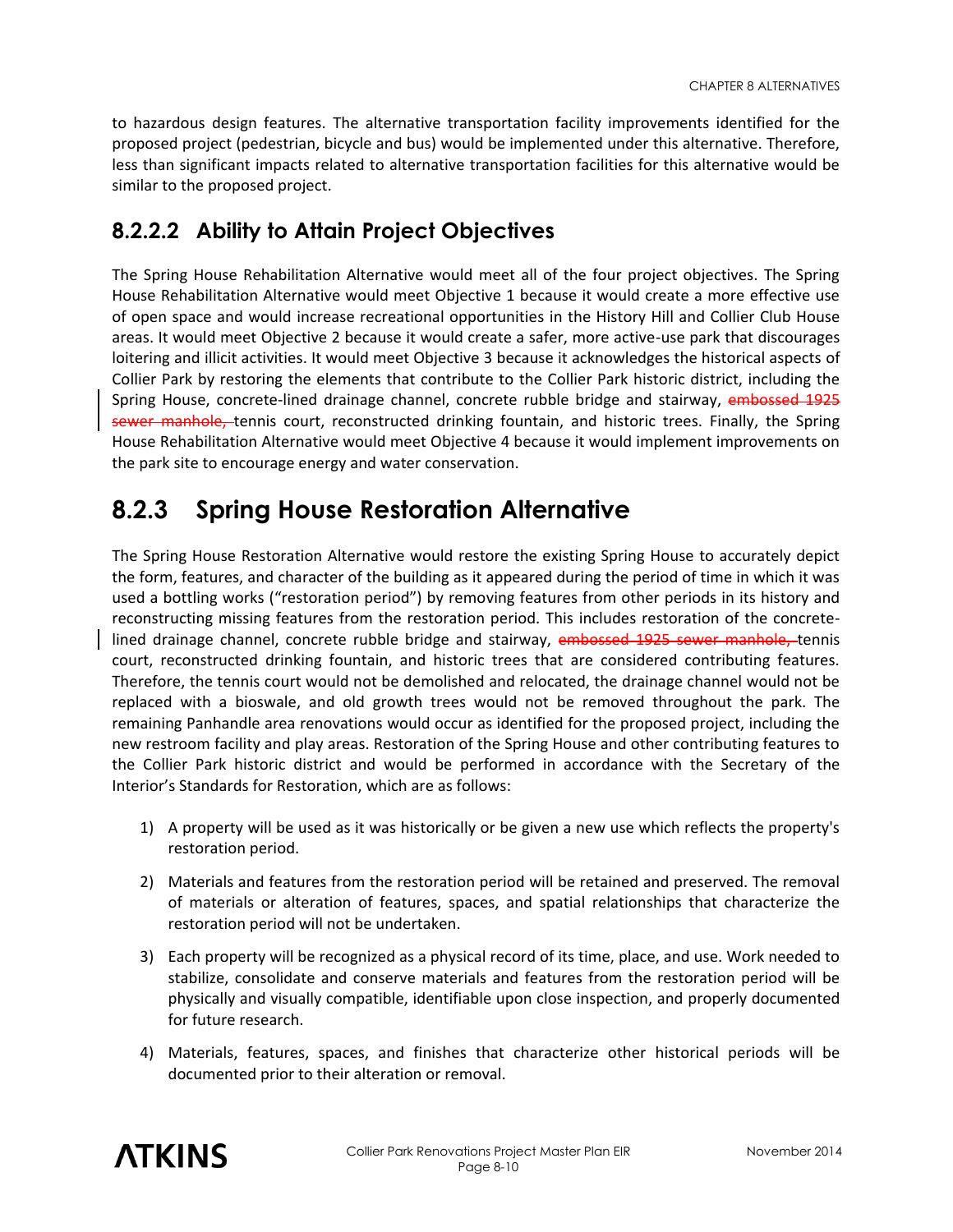to hazardous design features. The alternative transportation facility improvements identified for the proposed project (pedestrian, bicycle and bus) would be implemented under this alternative. Therefore, less than significant impacts related to alternative transportation facilities for this alternative would be similar to the proposed project.

### 8.2.2.2 Ability to Attain Project Objectives

The Spring House Rehabilitation Alternative would meet all of the four project objectives. The Spring House Rehabilitation Alternative would meet Objective 1 because it would create a more effective use of open space and would increase recreational opportunities in the History Hill and Collier Club House areas. It would meet Objective 2 because it would create a safer, more active-use park that discourages loitering and illicit activities. It would meet Objective 3 because it acknowledges the historical aspects of Collier Park by restoring the elements that contribute to the Collier Park historic district, including the Spring House, concrete-lined drainage channel, concrete rubble bridge and stairway, ~~embossed 1925 sewer manhole,~~ tennis court, reconstructed drinking fountain, and historic trees. Finally, the Spring House Rehabilitation Alternative would meet Objective 4 because it would implement improvements on the park site to encourage energy and water conservation.

## 8.2.3 Spring House Restoration Alternative

The Spring House Restoration Alternative would restore the existing Spring House to accurately depict the form, features, and character of the building as it appeared during the period of time in which it was used a bottling works ("restoration period") by removing features from other periods in its history and reconstructing missing features from the restoration period. This includes restoration of the concrete-lined drainage channel, concrete rubble bridge and stairway, ~~embossed 1925 sewer manhole,~~ tennis court, reconstructed drinking fountain, and historic trees that are considered contributing features. Therefore, the tennis court would not be demolished and relocated, the drainage channel would not be replaced with a bioswale, and old growth trees would not be removed throughout the park. The remaining Panhandle area renovations would occur as identified for the proposed project, including the new restroom facility and play areas. Restoration of the Spring House and other contributing features to the Collier Park historic district and would be performed in accordance with the Secretary of the Interior's Standards for Restoration, which are as follows:

1) A property will be used as it was historically or be given a new use which reflects the property's restoration period.

2) Materials and features from the restoration period will be retained and preserved. The removal of materials or alteration of features, spaces, and spatial relationships that characterize the restoration period will not be undertaken.

3) Each property will be recognized as a physical record of its time, place, and use. Work needed to stabilize, consolidate and conserve materials and features from the restoration period will be physically and visually compatible, identifiable upon close inspection, and properly documented for future research.

4) Materials, features, spaces, and finishes that characterize other historical periods will be documented prior to their alteration or removal.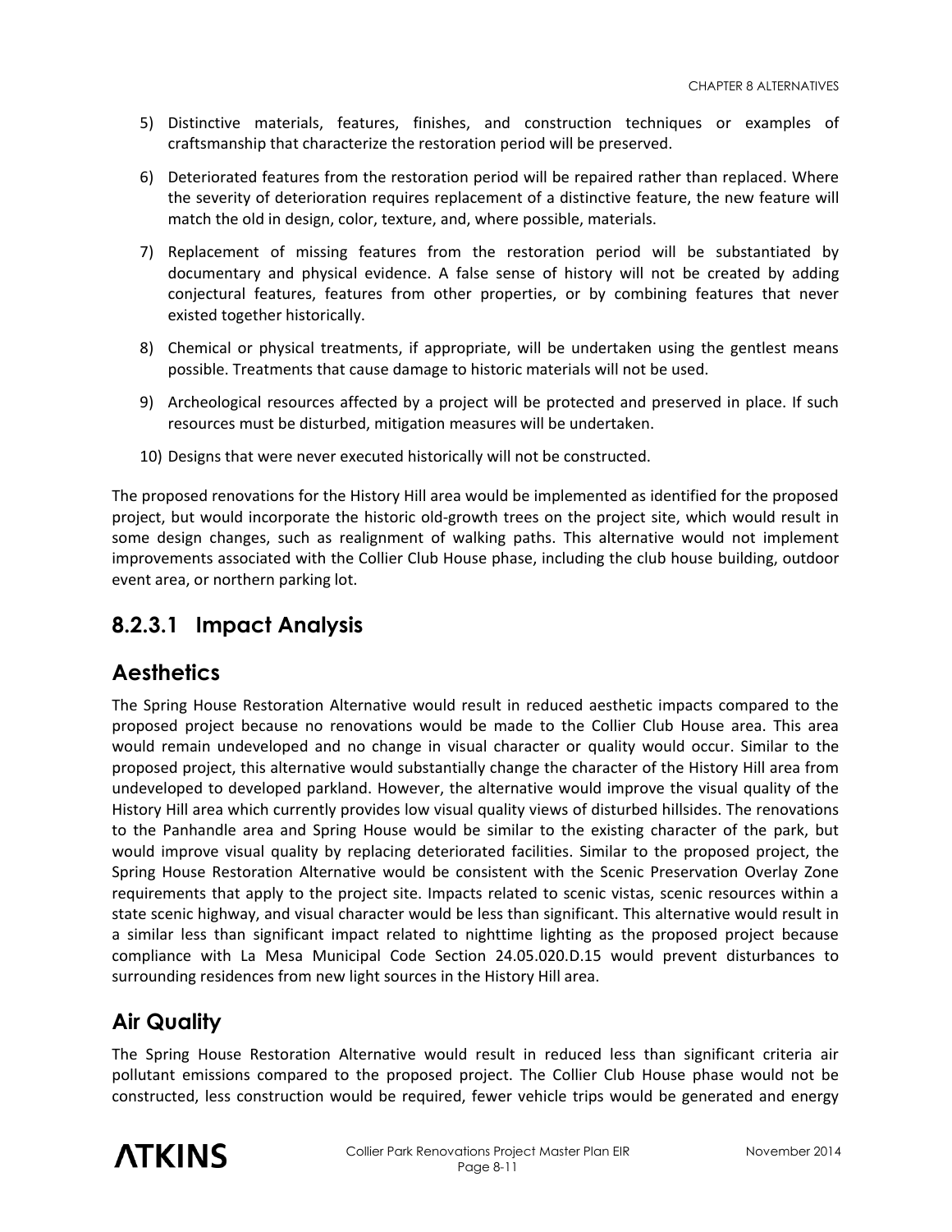5) Distinctive materials, features, finishes, and construction techniques or examples of craftsmanship that characterize the restoration period will be preserved.

6) Deteriorated features from the restoration period will be repaired rather than replaced. Where the severity of deterioration requires replacement of a distinctive feature, the new feature will match the old in design, color, texture, and, where possible, materials.

7) Replacement of missing features from the restoration period will be substantiated by documentary and physical evidence. A false sense of history will not be created by adding conjectural features, features from other properties, or by combining features that never existed together historically.

8) Chemical or physical treatments, if appropriate, will be undertaken using the gentlest means possible. Treatments that cause damage to historic materials will not be used.

9) Archeological resources affected by a project will be protected and preserved in place. If such resources must be disturbed, mitigation measures will be undertaken.

10) Designs that were never executed historically will not be constructed.

The proposed renovations for the History Hill area would be implemented as identified for the proposed project, but would incorporate the historic old-growth trees on the project site, which would result in some design changes, such as realignment of walking paths. This alternative would not implement improvements associated with the Collier Club House phase, including the club house building, outdoor event area, or northern parking lot.

### 8.2.3.1 Impact Analysis

## Aesthetics

The Spring House Restoration Alternative would result in reduced aesthetic impacts compared to the proposed project because no renovations would be made to the Collier Club House area. This area would remain undeveloped and no change in visual character or quality would occur. Similar to the proposed project, this alternative would substantially change the character of the History Hill area from undeveloped to developed parkland. However, the alternative would improve the visual quality of the History Hill area which currently provides low visual quality views of disturbed hillsides. The renovations to the Panhandle area and Spring House would be similar to the existing character of the park, but would improve visual quality by replacing deteriorated facilities. Similar to the proposed project, the Spring House Restoration Alternative would be consistent with the Scenic Preservation Overlay Zone requirements that apply to the project site. Impacts related to scenic vistas, scenic resources within a state scenic highway, and visual character would be less than significant. This alternative would result in a similar less than significant impact related to nighttime lighting as the proposed project because compliance with La Mesa Municipal Code Section 24.05.020.D.15 would prevent disturbances to surrounding residences from new light sources in the History Hill area.

## Air Quality

The Spring House Restoration Alternative would result in reduced less than significant criteria air pollutant emissions compared to the proposed project. The Collier Club House phase would not be constructed, less construction would be required, fewer vehicle trips would be generated and energy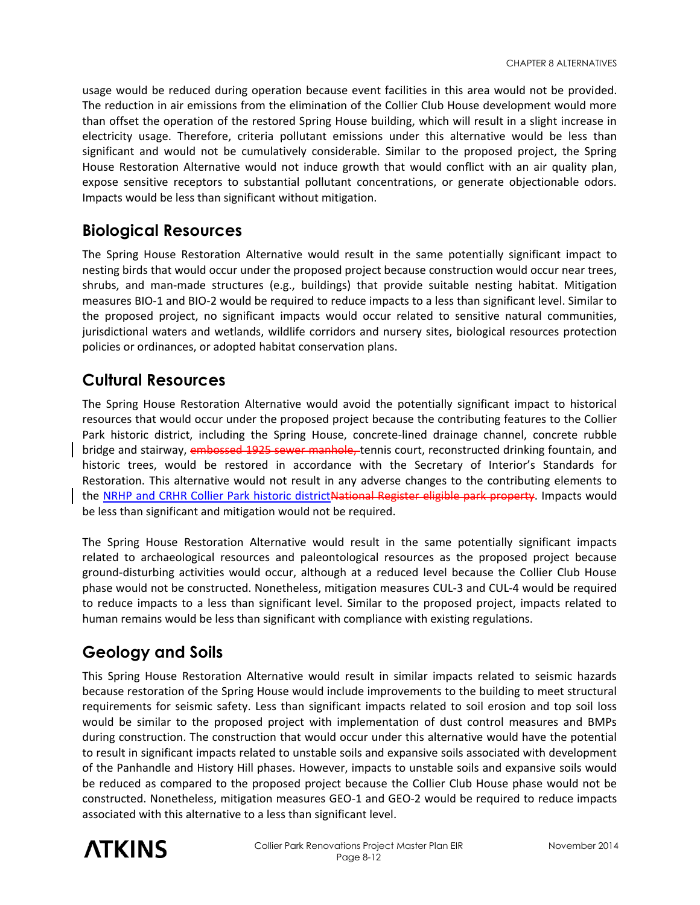usage would be reduced during operation because event facilities in this area would not be provided. The reduction in air emissions from the elimination of the Collier Club House development would more than offset the operation of the restored Spring House building, which will result in a slight increase in electricity usage. Therefore, criteria pollutant emissions under this alternative would be less than significant and would not be cumulatively considerable. Similar to the proposed project, the Spring House Restoration Alternative would not induce growth that would conflict with an air quality plan, expose sensitive receptors to substantial pollutant concentrations, or generate objectionable odors. Impacts would be less than significant without mitigation.

## Biological Resources

The Spring House Restoration Alternative would result in the same potentially significant impact to nesting birds that would occur under the proposed project because construction would occur near trees, shrubs, and man-made structures (e.g., buildings) that provide suitable nesting habitat. Mitigation measures BIO-1 and BIO-2 would be required to reduce impacts to a less than significant level. Similar to the proposed project, no significant impacts would occur related to sensitive natural communities, jurisdictional waters and wetlands, wildlife corridors and nursery sites, biological resources protection policies or ordinances, or adopted habitat conservation plans.

## Cultural Resources

The Spring House Restoration Alternative would avoid the potentially significant impact to historical resources that would occur under the proposed project because the contributing features to the Collier Park historic district, including the Spring House, concrete-lined drainage channel, concrete rubble bridge and stairway, ~~embossed 1925 sewer manhole,~~ tennis court, reconstructed drinking fountain, and historic trees, would be restored in accordance with the Secretary of Interior's Standards for Restoration. This alternative would not result in any adverse changes to the contributing elements to the NRHP and CRHR Collier Park historic district~~National Register eligible park property~~. Impacts would be less than significant and mitigation would not be required.

The Spring House Restoration Alternative would result in the same potentially significant impacts related to archaeological resources and paleontological resources as the proposed project because ground-disturbing activities would occur, although at a reduced level because the Collier Club House phase would not be constructed. Nonetheless, mitigation measures CUL-3 and CUL-4 would be required to reduce impacts to a less than significant level. Similar to the proposed project, impacts related to human remains would be less than significant with compliance with existing regulations.

## Geology and Soils

This Spring House Restoration Alternative would result in similar impacts related to seismic hazards because restoration of the Spring House would include improvements to the building to meet structural requirements for seismic safety. Less than significant impacts related to soil erosion and top soil loss would be similar to the proposed project with implementation of dust control measures and BMPs during construction. The construction that would occur under this alternative would have the potential to result in significant impacts related to unstable soils and expansive soils associated with development of the Panhandle and History Hill phases. However, impacts to unstable soils and expansive soils would be reduced as compared to the proposed project because the Collier Club House phase would not be constructed. Nonetheless, mitigation measures GEO-1 and GEO-2 would be required to reduce impacts associated with this alternative to a less than significant level.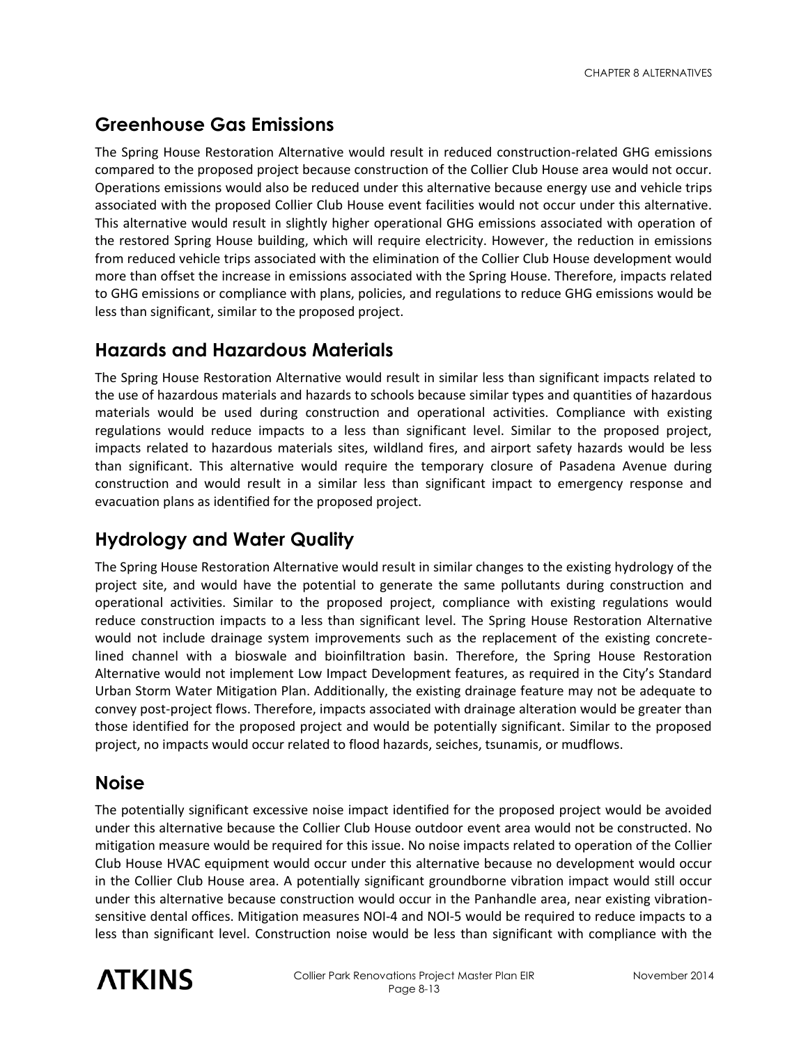## Greenhouse Gas Emissions

The Spring House Restoration Alternative would result in reduced construction-related GHG emissions compared to the proposed project because construction of the Collier Club House area would not occur. Operations emissions would also be reduced under this alternative because energy use and vehicle trips associated with the proposed Collier Club House event facilities would not occur under this alternative. This alternative would result in slightly higher operational GHG emissions associated with operation of the restored Spring House building, which will require electricity. However, the reduction in emissions from reduced vehicle trips associated with the elimination of the Collier Club House development would more than offset the increase in emissions associated with the Spring House. Therefore, impacts related to GHG emissions or compliance with plans, policies, and regulations to reduce GHG emissions would be less than significant, similar to the proposed project.

## Hazards and Hazardous Materials

The Spring House Restoration Alternative would result in similar less than significant impacts related to the use of hazardous materials and hazards to schools because similar types and quantities of hazardous materials would be used during construction and operational activities. Compliance with existing regulations would reduce impacts to a less than significant level. Similar to the proposed project, impacts related to hazardous materials sites, wildland fires, and airport safety hazards would be less than significant. This alternative would require the temporary closure of Pasadena Avenue during construction and would result in a similar less than significant impact to emergency response and evacuation plans as identified for the proposed project.

## Hydrology and Water Quality

The Spring House Restoration Alternative would result in similar changes to the existing hydrology of the project site, and would have the potential to generate the same pollutants during construction and operational activities. Similar to the proposed project, compliance with existing regulations would reduce construction impacts to a less than significant level. The Spring House Restoration Alternative would not include drainage system improvements such as the replacement of the existing concrete-lined channel with a bioswale and bioinfiltration basin. Therefore, the Spring House Restoration Alternative would not implement Low Impact Development features, as required in the City's Standard Urban Storm Water Mitigation Plan. Additionally, the existing drainage feature may not be adequate to convey post-project flows. Therefore, impacts associated with drainage alteration would be greater than those identified for the proposed project and would be potentially significant. Similar to the proposed project, no impacts would occur related to flood hazards, seiches, tsunamis, or mudflows.

## Noise

The potentially significant excessive noise impact identified for the proposed project would be avoided under this alternative because the Collier Club House outdoor event area would not be constructed. No mitigation measure would be required for this issue. No noise impacts related to operation of the Collier Club House HVAC equipment would occur under this alternative because no development would occur in the Collier Club House area. A potentially significant groundborne vibration impact would still occur under this alternative because construction would occur in the Panhandle area, near existing vibration-sensitive dental offices. Mitigation measures NOI-4 and NOI-5 would be required to reduce impacts to a less than significant level. Construction noise would be less than significant with compliance with the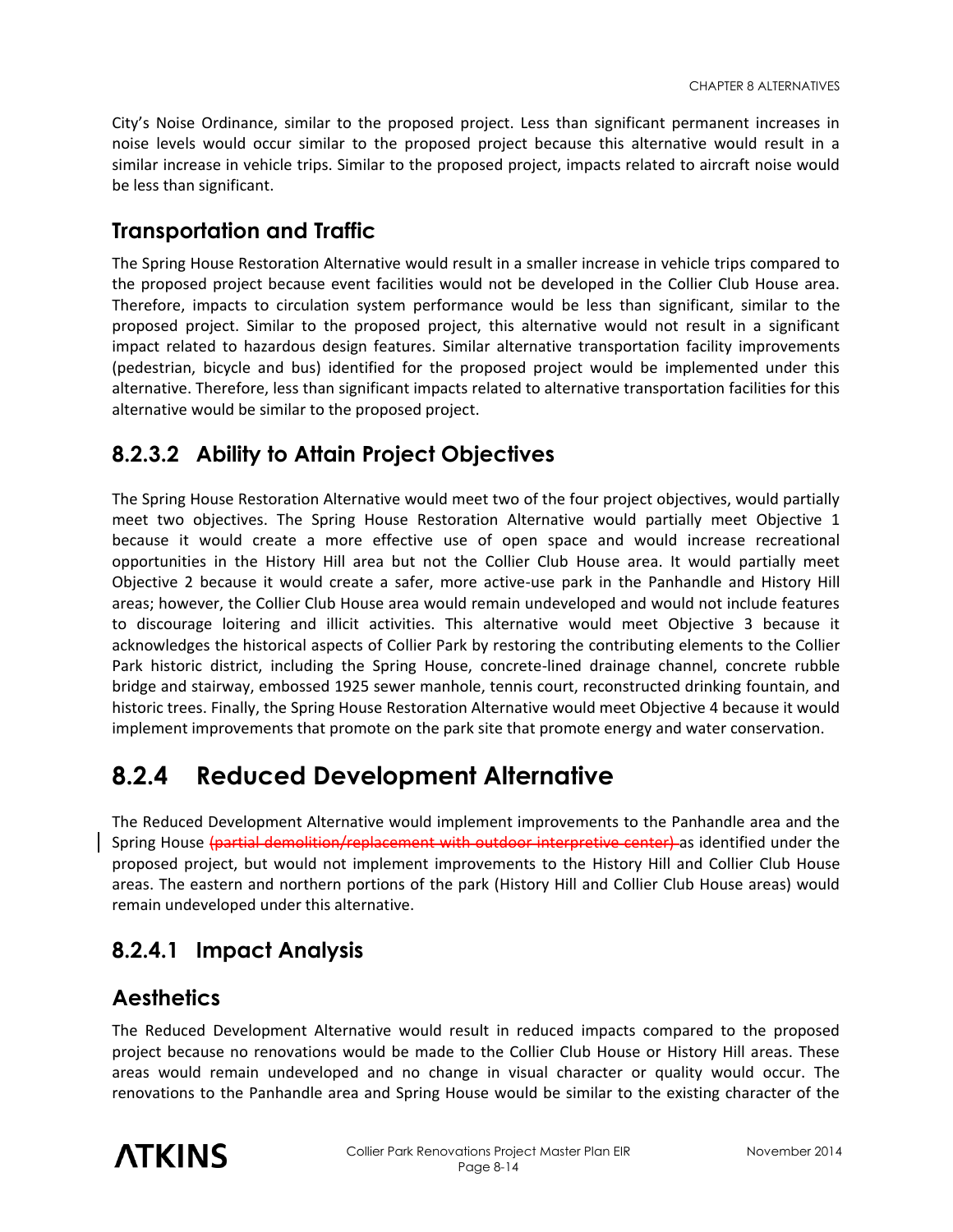City's Noise Ordinance, similar to the proposed project. Less than significant permanent increases in noise levels would occur similar to the proposed project because this alternative would result in a similar increase in vehicle trips. Similar to the proposed project, impacts related to aircraft noise would be less than significant.

### Transportation and Traffic

The Spring House Restoration Alternative would result in a smaller increase in vehicle trips compared to the proposed project because event facilities would not be developed in the Collier Club House area. Therefore, impacts to circulation system performance would be less than significant, similar to the proposed project. Similar to the proposed project, this alternative would not result in a significant impact related to hazardous design features. Similar alternative transportation facility improvements (pedestrian, bicycle and bus) identified for the proposed project would be implemented under this alternative. Therefore, less than significant impacts related to alternative transportation facilities for this alternative would be similar to the proposed project.

### 8.2.3.2 Ability to Attain Project Objectives

The Spring House Restoration Alternative would meet two of the four project objectives, would partially meet two objectives. The Spring House Restoration Alternative would partially meet Objective 1 because it would create a more effective use of open space and would increase recreational opportunities in the History Hill area but not the Collier Club House area. It would partially meet Objective 2 because it would create a safer, more active-use park in the Panhandle and History Hill areas; however, the Collier Club House area would remain undeveloped and would not include features to discourage loitering and illicit activities. This alternative would meet Objective 3 because it acknowledges the historical aspects of Collier Park by restoring the contributing elements to the Collier Park historic district, including the Spring House, concrete-lined drainage channel, concrete rubble bridge and stairway, embossed 1925 sewer manhole, tennis court, reconstructed drinking fountain, and historic trees. Finally, the Spring House Restoration Alternative would meet Objective 4 because it would implement improvements that promote on the park site that promote energy and water conservation.

## 8.2.4 Reduced Development Alternative

The Reduced Development Alternative would implement improvements to the Panhandle area and the Spring House ~~(partial demolition/replacement with outdoor interpretive center)~~ as identified under the proposed project, but would not implement improvements to the History Hill and Collier Club House areas. The eastern and northern portions of the park (History Hill and Collier Club House areas) would remain undeveloped under this alternative.

### 8.2.4.1 Impact Analysis

### Aesthetics

The Reduced Development Alternative would result in reduced impacts compared to the proposed project because no renovations would be made to the Collier Club House or History Hill areas. These areas would remain undeveloped and no change in visual character or quality would occur. The renovations to the Panhandle area and Spring House would be similar to the existing character of the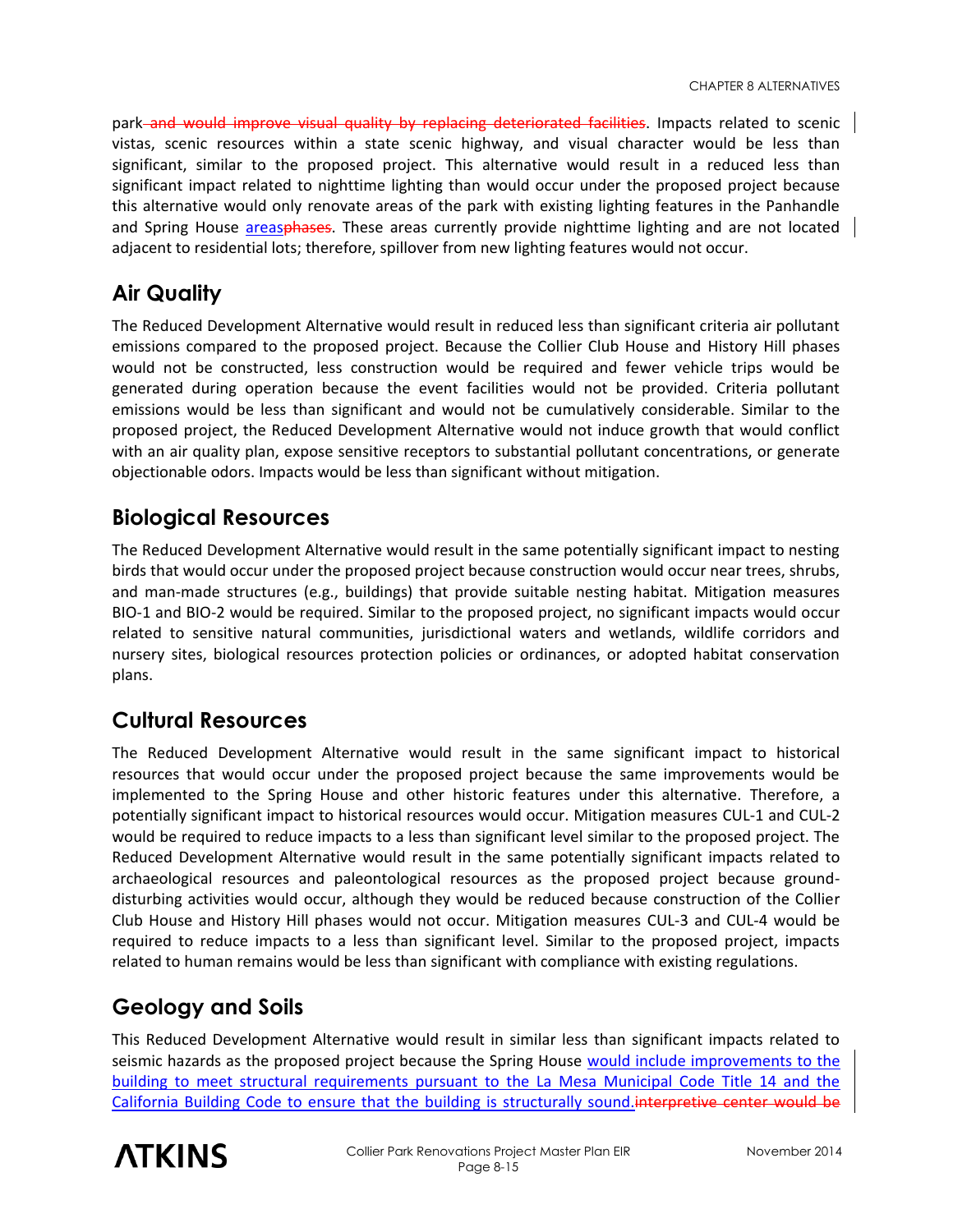park ~~and would improve visual quality by replacing deteriorated facilities~~. Impacts related to scenic vistas, scenic resources within a state scenic highway, and visual character would be less than significant, similar to the proposed project. This alternative would result in a reduced less than significant impact related to nighttime lighting than would occur under the proposed project because this alternative would only renovate areas of the park with existing lighting features in the Panhandle and Spring House areas~~phases~~. These areas currently provide nighttime lighting and are not located adjacent to residential lots; therefore, spillover from new lighting features would not occur.

## Air Quality

The Reduced Development Alternative would result in reduced less than significant criteria air pollutant emissions compared to the proposed project. Because the Collier Club House and History Hill phases would not be constructed, less construction would be required and fewer vehicle trips would be generated during operation because the event facilities would not be provided. Criteria pollutant emissions would be less than significant and would not be cumulatively considerable. Similar to the proposed project, the Reduced Development Alternative would not induce growth that would conflict with an air quality plan, expose sensitive receptors to substantial pollutant concentrations, or generate objectionable odors. Impacts would be less than significant without mitigation.

## Biological Resources

The Reduced Development Alternative would result in the same potentially significant impact to nesting birds that would occur under the proposed project because construction would occur near trees, shrubs, and man-made structures (e.g., buildings) that provide suitable nesting habitat. Mitigation measures BIO-1 and BIO-2 would be required. Similar to the proposed project, no significant impacts would occur related to sensitive natural communities, jurisdictional waters and wetlands, wildlife corridors and nursery sites, biological resources protection policies or ordinances, or adopted habitat conservation plans.

## Cultural Resources

The Reduced Development Alternative would result in the same significant impact to historical resources that would occur under the proposed project because the same improvements would be implemented to the Spring House and other historic features under this alternative. Therefore, a potentially significant impact to historical resources would occur. Mitigation measures CUL-1 and CUL-2 would be required to reduce impacts to a less than significant level similar to the proposed project. The Reduced Development Alternative would result in the same potentially significant impacts related to archaeological resources and paleontological resources as the proposed project because ground-disturbing activities would occur, although they would be reduced because construction of the Collier Club House and History Hill phases would not occur. Mitigation measures CUL-3 and CUL-4 would be required to reduce impacts to a less than significant level. Similar to the proposed project, impacts related to human remains would be less than significant with compliance with existing regulations.

## Geology and Soils

This Reduced Development Alternative would result in similar less than significant impacts related to seismic hazards as the proposed project because the Spring House would include improvements to the building to meet structural requirements pursuant to the La Mesa Municipal Code Title 14 and the California Building Code to ensure that the building is structurally sound.~~interpretive center would be~~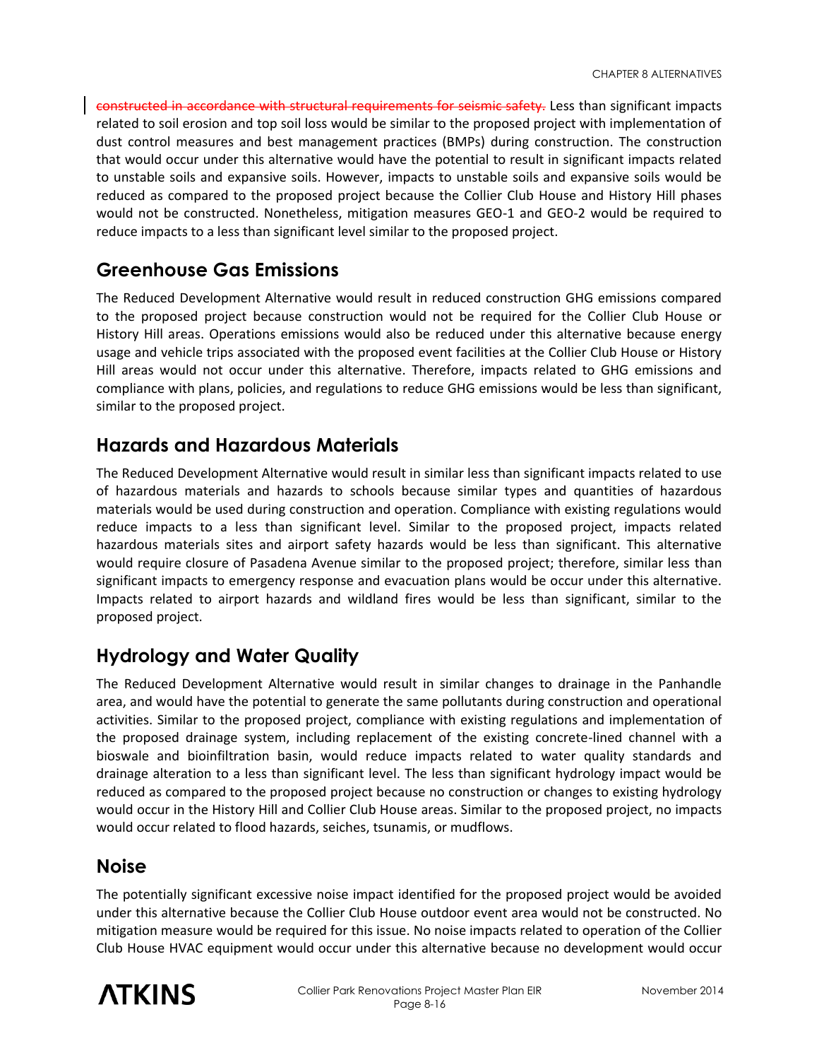~~constructed in accordance with structural requirements for seismic safety.~~ Less than significant impacts related to soil erosion and top soil loss would be similar to the proposed project with implementation of dust control measures and best management practices (BMPs) during construction. The construction that would occur under this alternative would have the potential to result in significant impacts related to unstable soils and expansive soils. However, impacts to unstable soils and expansive soils would be reduced as compared to the proposed project because the Collier Club House and History Hill phases would not be constructed. Nonetheless, mitigation measures GEO-1 and GEO-2 would be required to reduce impacts to a less than significant level similar to the proposed project.

## Greenhouse Gas Emissions

The Reduced Development Alternative would result in reduced construction GHG emissions compared to the proposed project because construction would not be required for the Collier Club House or History Hill areas. Operations emissions would also be reduced under this alternative because energy usage and vehicle trips associated with the proposed event facilities at the Collier Club House or History Hill areas would not occur under this alternative. Therefore, impacts related to GHG emissions and compliance with plans, policies, and regulations to reduce GHG emissions would be less than significant, similar to the proposed project.

## Hazards and Hazardous Materials

The Reduced Development Alternative would result in similar less than significant impacts related to use of hazardous materials and hazards to schools because similar types and quantities of hazardous materials would be used during construction and operation. Compliance with existing regulations would reduce impacts to a less than significant level. Similar to the proposed project, impacts related hazardous materials sites and airport safety hazards would be less than significant. This alternative would require closure of Pasadena Avenue similar to the proposed project; therefore, similar less than significant impacts to emergency response and evacuation plans would be occur under this alternative. Impacts related to airport hazards and wildland fires would be less than significant, similar to the proposed project.

## Hydrology and Water Quality

The Reduced Development Alternative would result in similar changes to drainage in the Panhandle area, and would have the potential to generate the same pollutants during construction and operational activities. Similar to the proposed project, compliance with existing regulations and implementation of the proposed drainage system, including replacement of the existing concrete-lined channel with a bioswale and bioinfiltration basin, would reduce impacts related to water quality standards and drainage alteration to a less than significant level. The less than significant hydrology impact would be reduced as compared to the proposed project because no construction or changes to existing hydrology would occur in the History Hill and Collier Club House areas. Similar to the proposed project, no impacts would occur related to flood hazards, seiches, tsunamis, or mudflows.

## Noise

The potentially significant excessive noise impact identified for the proposed project would be avoided under this alternative because the Collier Club House outdoor event area would not be constructed. No mitigation measure would be required for this issue. No noise impacts related to operation of the Collier Club House HVAC equipment would occur under this alternative because no development would occur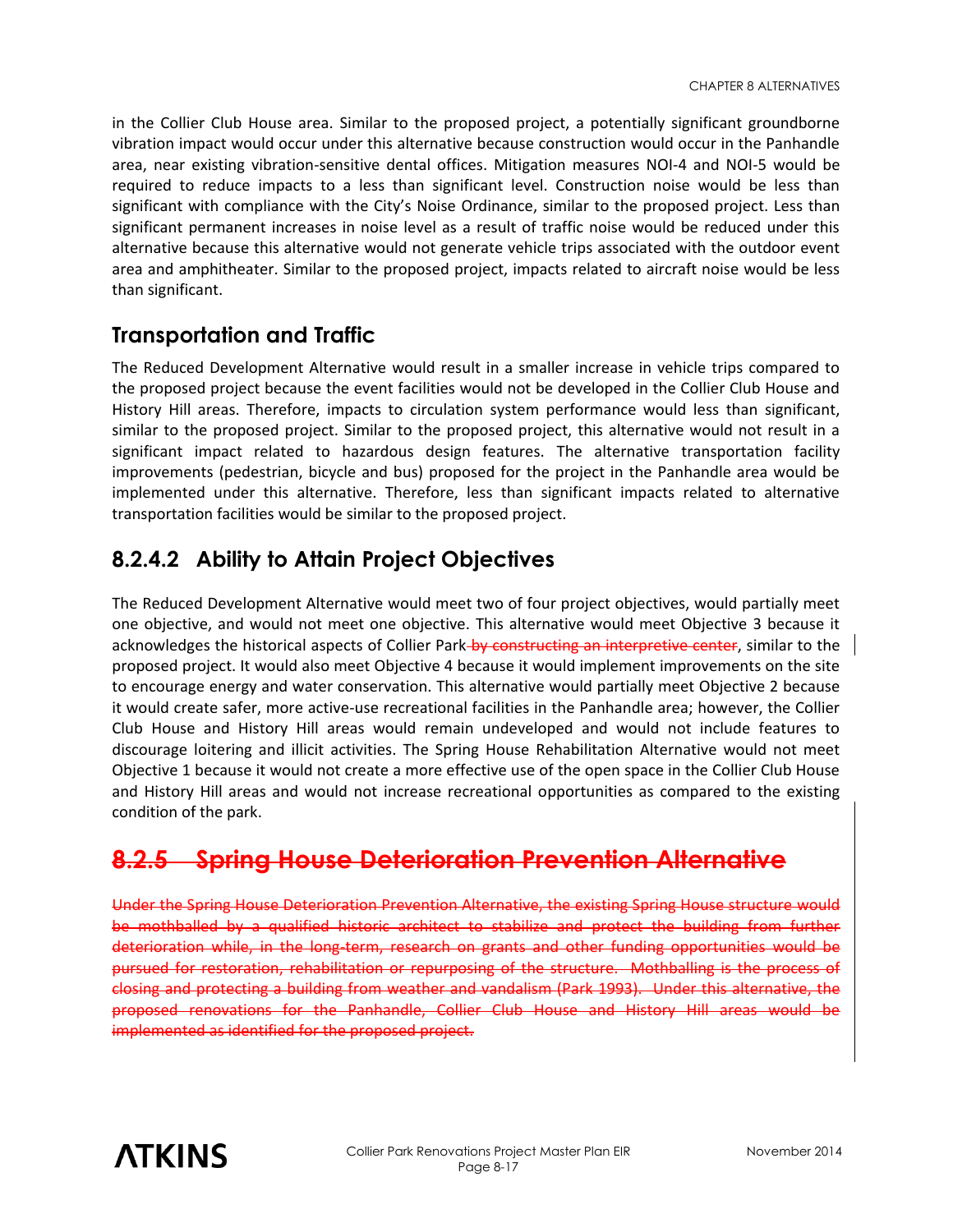in the Collier Club House area. Similar to the proposed project, a potentially significant groundborne vibration impact would occur under this alternative because construction would occur in the Panhandle area, near existing vibration-sensitive dental offices. Mitigation measures NOI-4 and NOI-5 would be required to reduce impacts to a less than significant level. Construction noise would be less than significant with compliance with the City's Noise Ordinance, similar to the proposed project. Less than significant permanent increases in noise level as a result of traffic noise would be reduced under this alternative because this alternative would not generate vehicle trips associated with the outdoor event area and amphitheater. Similar to the proposed project, impacts related to aircraft noise would be less than significant.

## Transportation and Traffic

The Reduced Development Alternative would result in a smaller increase in vehicle trips compared to the proposed project because the event facilities would not be developed in the Collier Club House and History Hill areas. Therefore, impacts to circulation system performance would less than significant, similar to the proposed project. Similar to the proposed project, this alternative would not result in a significant impact related to hazardous design features. The alternative transportation facility improvements (pedestrian, bicycle and bus) proposed for the project in the Panhandle area would be implemented under this alternative. Therefore, less than significant impacts related to alternative transportation facilities would be similar to the proposed project.

## 8.2.4.2 Ability to Attain Project Objectives

The Reduced Development Alternative would meet two of four project objectives, would partially meet one objective, and would not meet one objective. This alternative would meet Objective 3 because it acknowledges the historical aspects of Collier Park ~~by constructing an interpretive center~~, similar to the proposed project. It would also meet Objective 4 because it would implement improvements on the site to encourage energy and water conservation. This alternative would partially meet Objective 2 because it would create safer, more active-use recreational facilities in the Panhandle area; however, the Collier Club House and History Hill areas would remain undeveloped and would not include features to discourage loitering and illicit activities. The Spring House Rehabilitation Alternative would not meet Objective 1 because it would not create a more effective use of the open space in the Collier Club House and History Hill areas and would not increase recreational opportunities as compared to the existing condition of the park.

# ~~8.2.5 Spring House Deterioration Prevention Alternative~~

~~Under the Spring House Deterioration Prevention Alternative, the existing Spring House structure would be mothballed by a qualified historic architect to stabilize and protect the building from further deterioration while, in the long-term, research on grants and other funding opportunities would be pursued for restoration, rehabilitation or repurposing of the structure. Mothballing is the process of closing and protecting a building from weather and vandalism (Park 1993). Under this alternative, the proposed renovations for the Panhandle, Collier Club House and History Hill areas would be implemented as identified for the proposed project.~~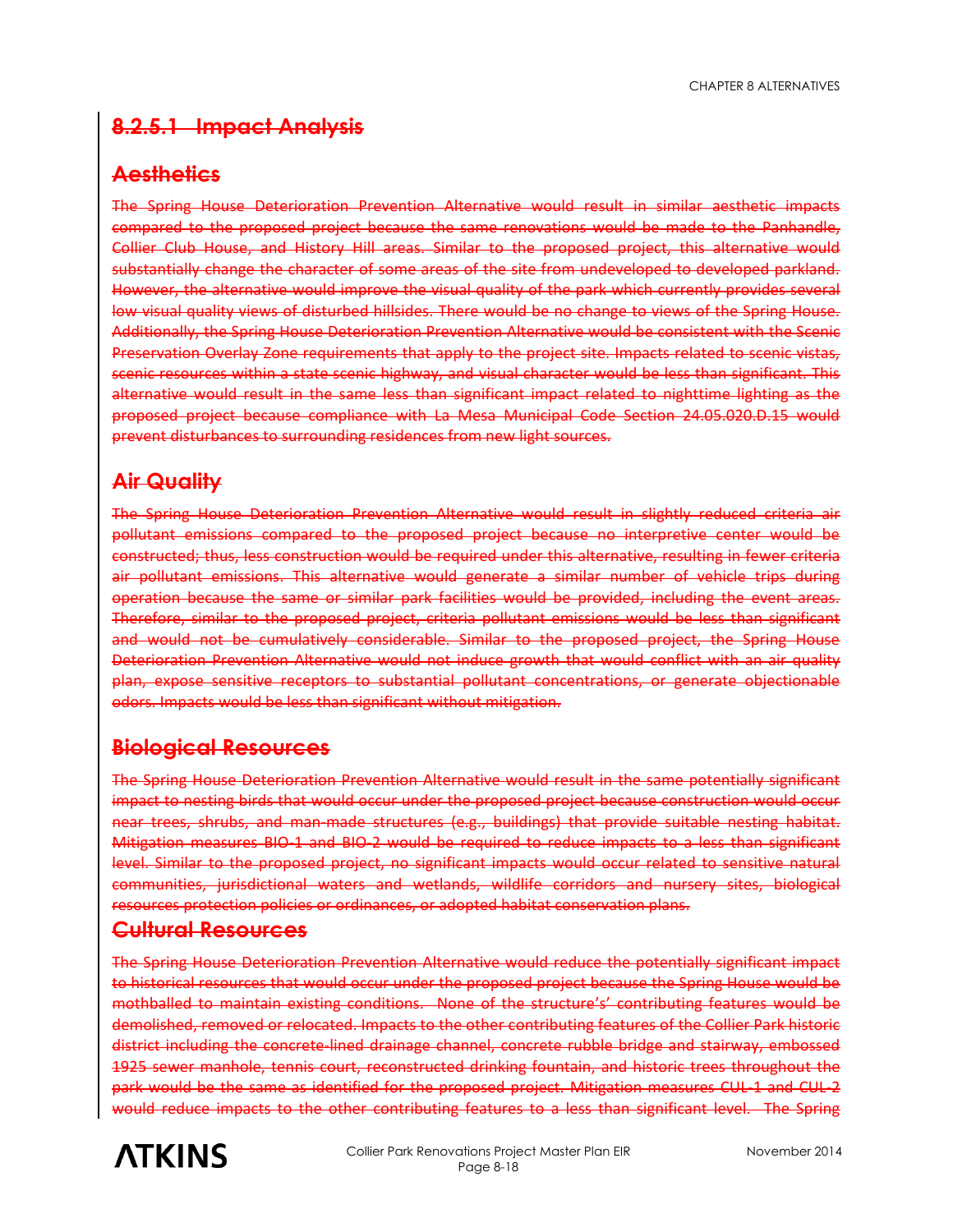### 8.2.5.1 Impact Analysis

## Aesthetics

The Spring House Deterioration Prevention Alternative would result in similar aesthetic impacts compared to the proposed project because the same renovations would be made to the Panhandle, Collier Club House, and History Hill areas. Similar to the proposed project, this alternative would substantially change the character of some areas of the site from undeveloped to developed parkland. However, the alternative would improve the visual quality of the park which currently provides several low visual quality views of disturbed hillsides. There would be no change to views of the Spring House. Additionally, the Spring House Deterioration Prevention Alternative would be consistent with the Scenic Preservation Overlay Zone requirements that apply to the project site. Impacts related to scenic vistas, scenic resources within a state scenic highway, and visual character would be less than significant. This alternative would result in the same less than significant impact related to nighttime lighting as the proposed project because compliance with La Mesa Municipal Code Section 24.05.020.D.15 would prevent disturbances to surrounding residences from new light sources.

## Air Quality

The Spring House Deterioration Prevention Alternative would result in slightly reduced criteria air pollutant emissions compared to the proposed project because no interpretive center would be constructed; thus, less construction would be required under this alternative, resulting in fewer criteria air pollutant emissions. This alternative would generate a similar number of vehicle trips during operation because the same or similar park facilities would be provided, including the event areas. Therefore, similar to the proposed project, criteria pollutant emissions would be less than significant and would not be cumulatively considerable. Similar to the proposed project, the Spring House Deterioration Prevention Alternative would not induce growth that would conflict with an air quality plan, expose sensitive receptors to substantial pollutant concentrations, or generate objectionable odors. Impacts would be less than significant without mitigation.

## Biological Resources

The Spring House Deterioration Prevention Alternative would result in the same potentially significant impact to nesting birds that would occur under the proposed project because construction would occur near trees, shrubs, and man-made structures (e.g., buildings) that provide suitable nesting habitat. Mitigation measures BIO-1 and BIO-2 would be required to reduce impacts to a less than significant level. Similar to the proposed project, no significant impacts would occur related to sensitive natural communities, jurisdictional waters and wetlands, wildlife corridors and nursery sites, biological resources protection policies or ordinances, or adopted habitat conservation plans.

## Cultural Resources

The Spring House Deterioration Prevention Alternative would reduce the potentially significant impact to historical resources that would occur under the proposed project because the Spring House would be mothballed to maintain existing conditions. None of the structure's' contributing features would be demolished, removed or relocated. Impacts to the other contributing features of the Collier Park historic district including the concrete-lined drainage channel, concrete rubble bridge and stairway, embossed 1925 sewer manhole, tennis court, reconstructed drinking fountain, and historic trees throughout the park would be the same as identified for the proposed project. Mitigation measures CUL-1 and CUL-2 would reduce impacts to the other contributing features to a less than significant level. The Spring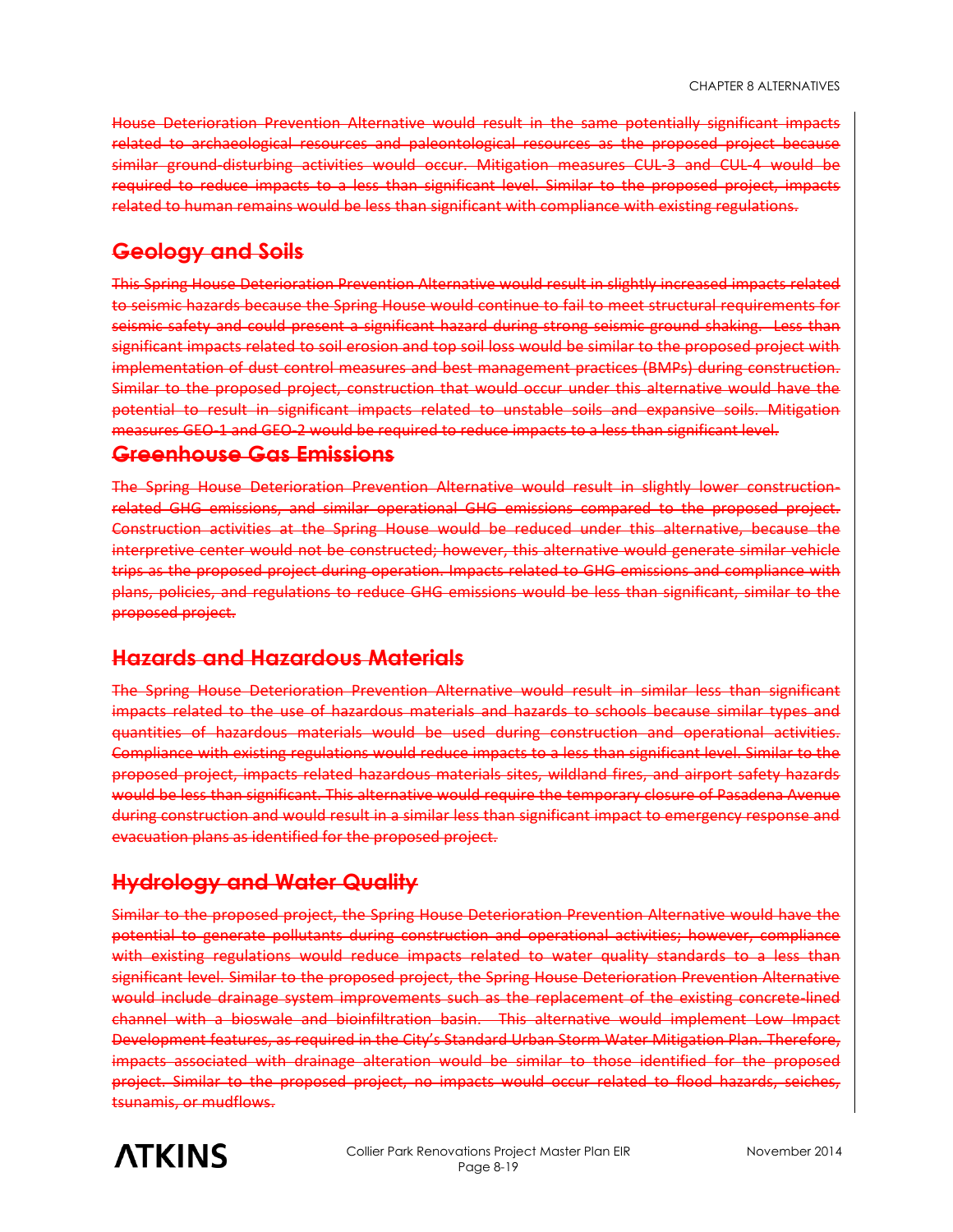~~House Deterioration Prevention Alternative would result in the same potentially significant impacts related to archaeological resources and paleontological resources as the proposed project because similar ground-disturbing activities would occur. Mitigation measures CUL-3 and CUL-4 would be required to reduce impacts to a less than significant level. Similar to the proposed project, impacts related to human remains would be less than significant with compliance with existing regulations.~~

## ~~Geology and Soils~~

~~This Spring House Deterioration Prevention Alternative would result in slightly increased impacts related to seismic hazards because the Spring House would continue to fail to meet structural requirements for seismic safety and could present a significant hazard during strong seismic ground shaking. Less than significant impacts related to soil erosion and top soil loss would be similar to the proposed project with implementation of dust control measures and best management practices (BMPs) during construction. Similar to the proposed project, construction that would occur under this alternative would have the potential to result in significant impacts related to unstable soils and expansive soils. Mitigation measures GEO-1 and GEO-2 would be required to reduce impacts to a less than significant level.~~

## ~~Greenhouse Gas Emissions~~

~~The Spring House Deterioration Prevention Alternative would result in slightly lower construction-related GHG emissions, and similar operational GHG emissions compared to the proposed project. Construction activities at the Spring House would be reduced under this alternative, because the interpretive center would not be constructed; however, this alternative would generate similar vehicle trips as the proposed project during operation. Impacts related to GHG emissions and compliance with plans, policies, and regulations to reduce GHG emissions would be less than significant, similar to the proposed project.~~

## ~~Hazards and Hazardous Materials~~

~~The Spring House Deterioration Prevention Alternative would result in similar less than significant impacts related to the use of hazardous materials and hazards to schools because similar types and quantities of hazardous materials would be used during construction and operational activities. Compliance with existing regulations would reduce impacts to a less than significant level. Similar to the proposed project, impacts related hazardous materials sites, wildland fires, and airport safety hazards would be less than significant. This alternative would require the temporary closure of Pasadena Avenue during construction and would result in a similar less than significant impact to emergency response and evacuation plans as identified for the proposed project.~~

## ~~Hydrology and Water Quality~~

~~Similar to the proposed project, the Spring House Deterioration Prevention Alternative would have the potential to generate pollutants during construction and operational activities; however, compliance with existing regulations would reduce impacts related to water quality standards to a less than significant level. Similar to the proposed project, the Spring House Deterioration Prevention Alternative would include drainage system improvements such as the replacement of the existing concrete-lined channel with a bioswale and bioinfiltration basin. This alternative would implement Low Impact Development features, as required in the City's Standard Urban Storm Water Mitigation Plan. Therefore, impacts associated with drainage alteration would be similar to those identified for the proposed project. Similar to the proposed project, no impacts would occur related to flood hazards, seiches, tsunamis, or mudflows.~~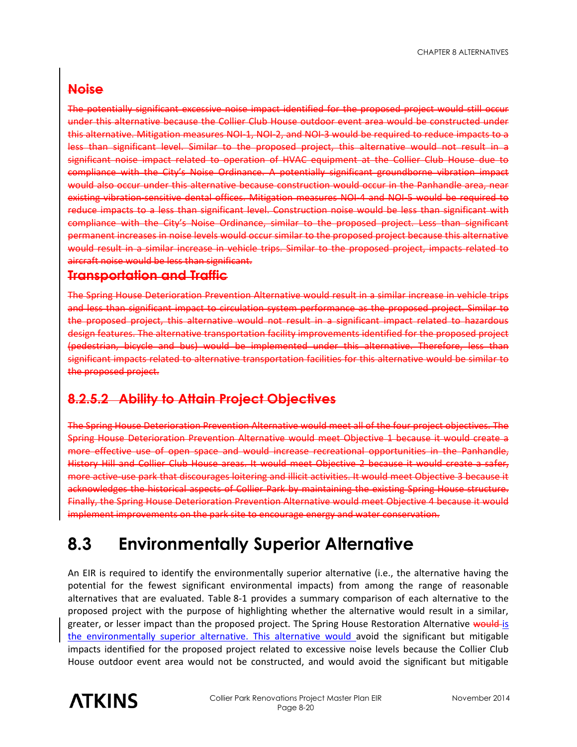## ~~Noise~~

~~The potentially significant excessive noise impact identified for the proposed project would still occur under this alternative because the Collier Club House outdoor event area would be constructed under this alternative. Mitigation measures NOI-1, NOI-2, and NOI-3 would be required to reduce impacts to a less than significant level. Similar to the proposed project, this alternative would not result in a significant noise impact related to operation of HVAC equipment at the Collier Club House due to compliance with the City's Noise Ordinance. A potentially significant groundborne vibration impact would also occur under this alternative because construction would occur in the Panhandle area, near existing vibration-sensitive dental offices. Mitigation measures NOI-4 and NOI-5 would be required to reduce impacts to a less than significant level. Construction noise would be less than significant with compliance with the City's Noise Ordinance, similar to the proposed project. Less than significant permanent increases in noise levels would occur similar to the proposed project because this alternative would result in a similar increase in vehicle trips. Similar to the proposed project, impacts related to aircraft noise would be less than significant.~~

## ~~Transportation and Traffic~~

~~The Spring House Deterioration Prevention Alternative would result in a similar increase in vehicle trips and less than significant impact to circulation system performance as the proposed project. Similar to the proposed project, this alternative would not result in a significant impact related to hazardous design features. The alternative transportation facility improvements identified for the proposed project (pedestrian, bicycle and bus) would be implemented under this alternative. Therefore, less than significant impacts related to alternative transportation facilities for this alternative would be similar to the proposed project.~~

### ~~8.2.5.2 Ability to Attain Project Objectives~~

~~The Spring House Deterioration Prevention Alternative would meet all of the four project objectives. The Spring House Deterioration Prevention Alternative would meet Objective 1 because it would create a more effective use of open space and would increase recreational opportunities in the Panhandle, History Hill and Collier Club House areas. It would meet Objective 2 because it would create a safer, more active-use park that discourages loitering and illicit activities. It would meet Objective 3 because it acknowledges the historical aspects of Collier Park by maintaining the existing Spring House structure. Finally, the Spring House Deterioration Prevention Alternative would meet Objective 4 because it would implement improvements on the park site to encourage energy and water conservation.~~

# 8.3 Environmentally Superior Alternative

An EIR is required to identify the environmentally superior alternative (i.e., the alternative having the potential for the fewest significant environmental impacts) from among the range of reasonable alternatives that are evaluated. Table 8-1 provides a summary comparison of each alternative to the proposed project with the purpose of highlighting whether the alternative would result in a similar, greater, or lesser impact than the proposed project. The Spring House Restoration Alternative ~~would~~ is the environmentally superior alternative. This alternative would avoid the significant but mitigable impacts identified for the proposed project related to excessive noise levels because the Collier Club House outdoor event area would not be constructed, and would avoid the significant but mitigable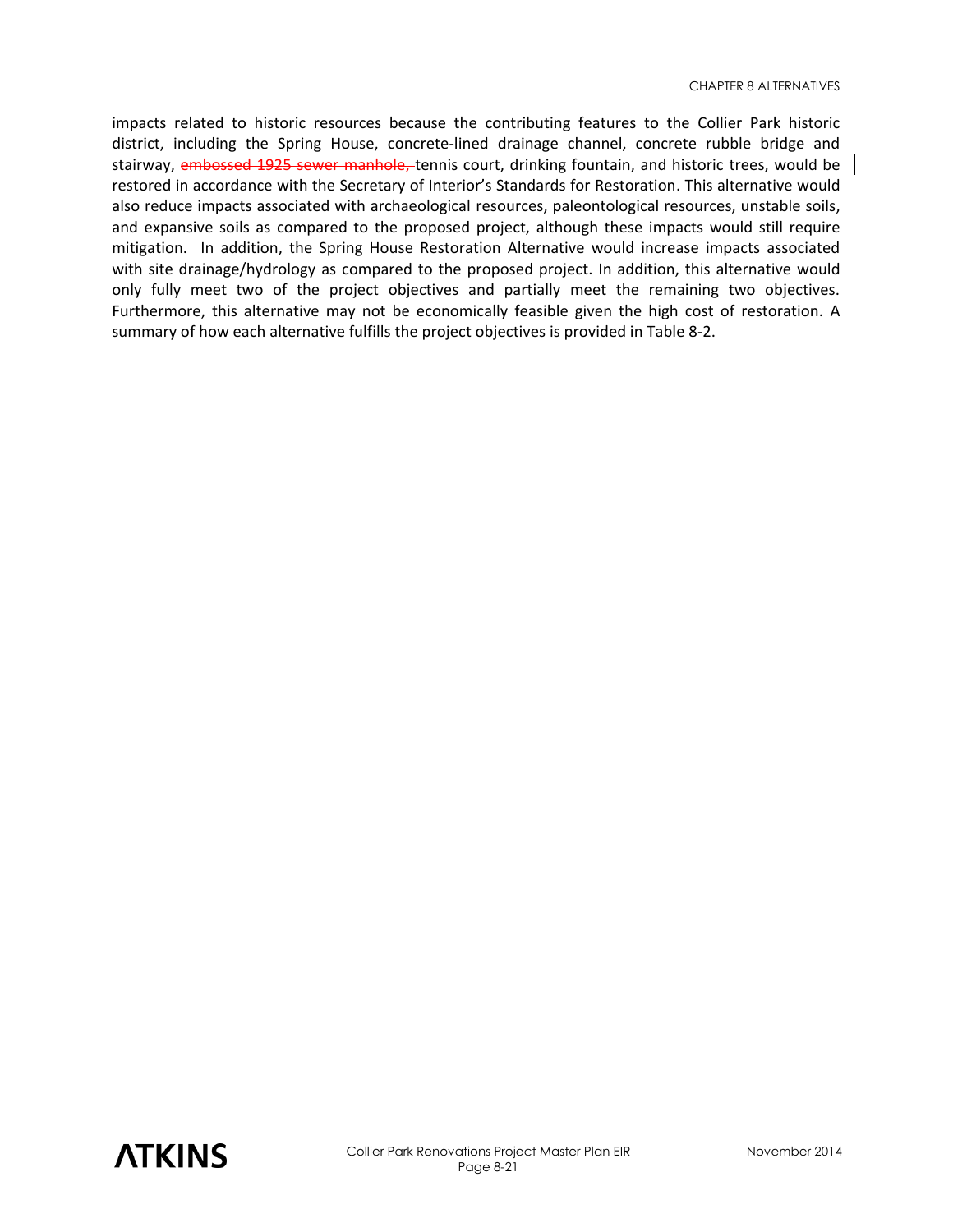impacts related to historic resources because the contributing features to the Collier Park historic district, including the Spring House, concrete-lined drainage channel, concrete rubble bridge and stairway, ~~embossed 1925 sewer manhole,~~ tennis court, drinking fountain, and historic trees, would be restored in accordance with the Secretary of Interior's Standards for Restoration. This alternative would also reduce impacts associated with archaeological resources, paleontological resources, unstable soils, and expansive soils as compared to the proposed project, although these impacts would still require mitigation. In addition, the Spring House Restoration Alternative would increase impacts associated with site drainage/hydrology as compared to the proposed project. In addition, this alternative would only fully meet two of the project objectives and partially meet the remaining two objectives. Furthermore, this alternative may not be economically feasible given the high cost of restoration. A summary of how each alternative fulfills the project objectives is provided in Table 8-2.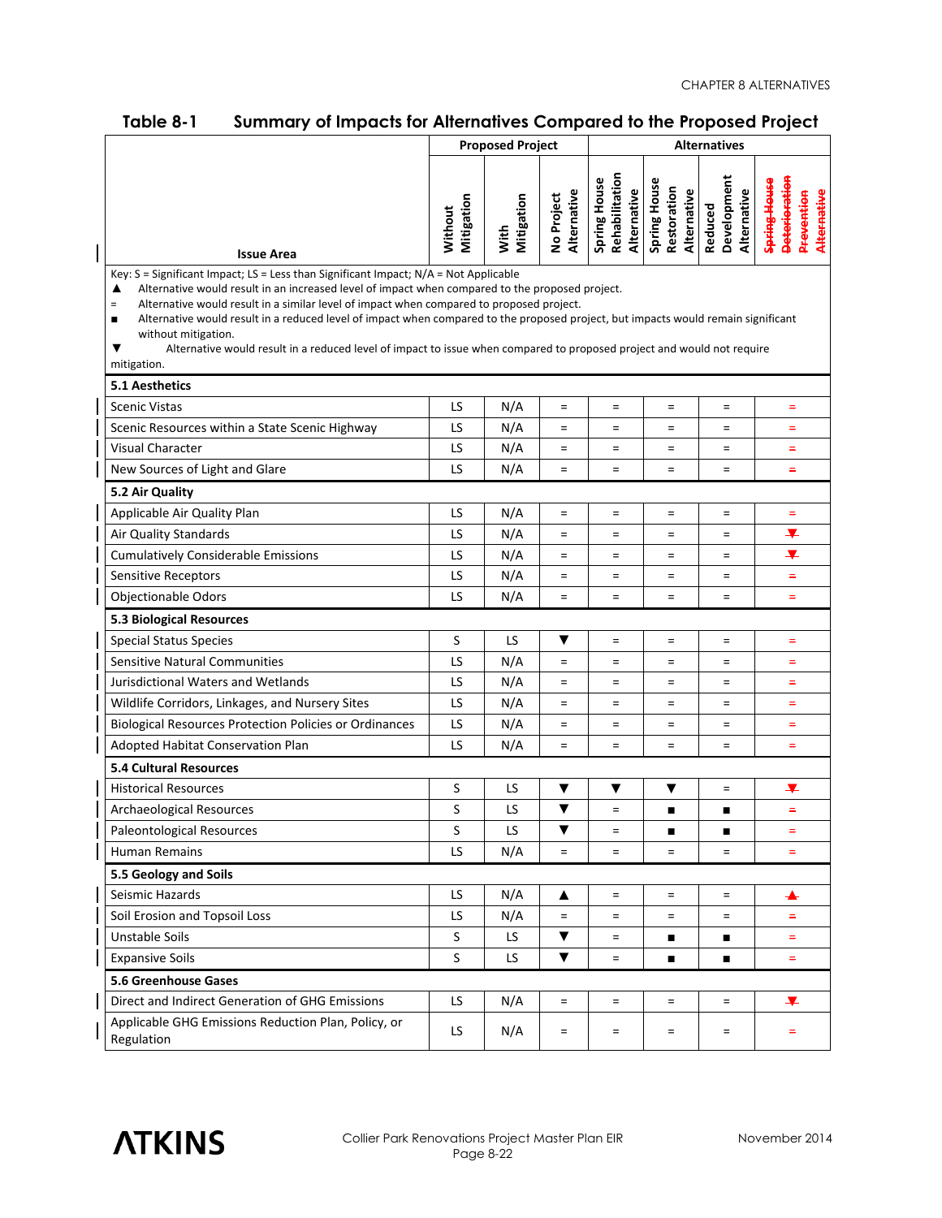## Table 8-1 Summary of Impacts for Alternatives Compared to the Proposed Project

| Issue Area | Proposed Project | | Alternatives | | | | |
|---|---|---|---|---|---|---|---|
| | Without Mitigation | With Mitigation | No Project Alternative | Spring House Rehabilitation Alternative | Spring House Restoration Alternative | Reduced Development Alternative | ~~Spring House Deterioration Prevention Alternative~~ |

Key: S = Significant Impact; LS = Less than Significant Impact; N/A = Not Applicable
- ▲ Alternative would result in an increased level of impact when compared to the proposed project.
- = Alternative would result in a similar level of impact when compared to proposed project.
- ■ Alternative would result in a reduced level of impact when compared to the proposed project, but impacts would remain significant without mitigation.
- ▼ Alternative would result in a reduced level of impact to issue when compared to proposed project and would not require mitigation.

| Issue Area | Without Mitigation | With Mitigation | No Project Alternative | Spring House Rehabilitation Alternative | Spring House Restoration Alternative | Reduced Development Alternative | ~~Spring House Deterioration Prevention Alternative~~ |
|---|---|---|---|---|---|---|---|
| **5.1 Aesthetics** | | | | | | | |
| Scenic Vistas | LS | N/A | = | = | = | = | ~~=~~ |
| Scenic Resources within a State Scenic Highway | LS | N/A | = | = | = | = | ~~=~~ |
| Visual Character | LS | N/A | = | = | = | = | ~~=~~ |
| New Sources of Light and Glare | LS | N/A | = | = | = | = | ~~=~~ |
| **5.2 Air Quality** | | | | | | | |
| Applicable Air Quality Plan | LS | N/A | = | = | = | = | ~~=~~ |
| Air Quality Standards | LS | N/A | = | = | = | = | ~~▼~~ |
| Cumulatively Considerable Emissions | LS | N/A | = | = | = | = | ~~▼~~ |
| Sensitive Receptors | LS | N/A | = | = | = | = | ~~=~~ |
| Objectionable Odors | LS | N/A | = | = | = | = | ~~=~~ |
| **5.3 Biological Resources** | | | | | | | |
| Special Status Species | S | LS | ▼ | = | = | = | ~~=~~ |
| Sensitive Natural Communities | LS | N/A | = | = | = | = | ~~=~~ |
| Jurisdictional Waters and Wetlands | LS | N/A | = | = | = | = | ~~=~~ |
| Wildlife Corridors, Linkages, and Nursery Sites | LS | N/A | = | = | = | = | ~~=~~ |
| Biological Resources Protection Policies or Ordinances | LS | N/A | = | = | = | = | ~~=~~ |
| Adopted Habitat Conservation Plan | LS | N/A | = | = | = | = | ~~=~~ |
| **5.4 Cultural Resources** | | | | | | | |
| Historical Resources | S | LS | ▼ | ▼ | ▼ | = | ~~▼~~ |
| Archaeological Resources | S | LS | ▼ | = | ■ | ■ | ~~=~~ |
| Paleontological Resources | S | LS | ▼ | = | ■ | ■ | ~~=~~ |
| Human Remains | LS | N/A | = | = | = | = | ~~=~~ |
| **5.5 Geology and Soils** | | | | | | | |
| Seismic Hazards | LS | N/A | ▲ | = | = | = | ~~▲~~ |
| Soil Erosion and Topsoil Loss | LS | N/A | = | = | = | = | ~~=~~ |
| Unstable Soils | S | LS | ▼ | = | ■ | ■ | ~~=~~ |
| Expansive Soils | S | LS | ▼ | = | ■ | ■ | ~~=~~ |
| **5.6 Greenhouse Gases** | | | | | | | |
| Direct and Indirect Generation of GHG Emissions | LS | N/A | = | = | = | = | ~~▼~~ |
| Applicable GHG Emissions Reduction Plan, Policy, or Regulation | LS | N/A | = | = | = | = | ~~=~~ |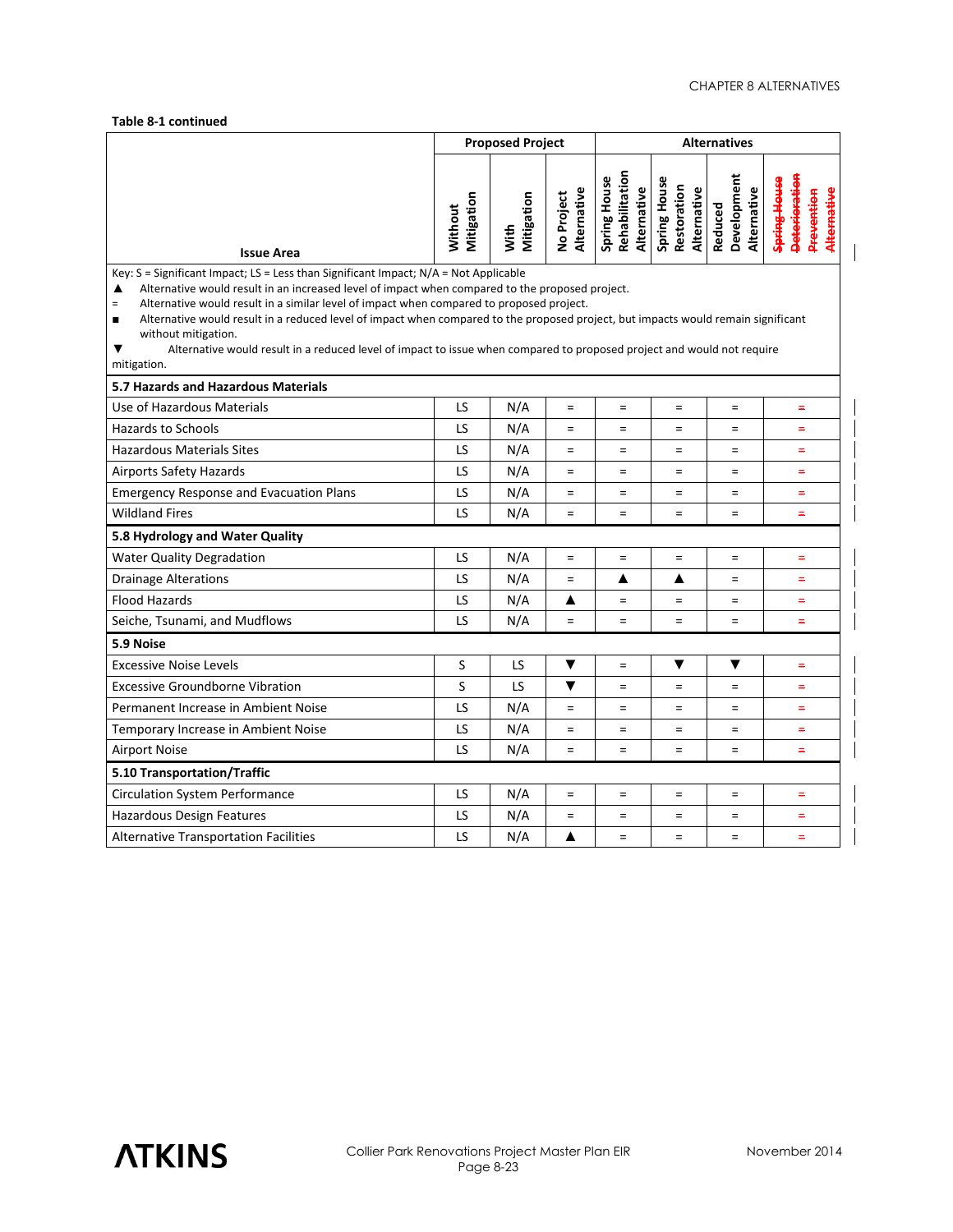**Table 8-1 continued**

| Issue Area | Proposed Project | | Alternatives | | | | |
|---|---|---|---|---|---|---|---|
| | Without Mitigation | With Mitigation | No Project Alternative | Spring House Rehabilitation Alternative | Spring House Restoration Alternative | Reduced Development Alternative | ~~Spring House Deterioration Prevention Alternative~~ |
| Key: S = Significant Impact; LS = Less than Significant Impact; N/A = Not Applicable<br>▲ Alternative would result in an increased level of impact when compared to the proposed project.<br>= Alternative would result in a similar level of impact when compared to proposed project.<br>■ Alternative would result in a reduced level of impact when compared to the proposed project, but impacts would remain significant without mitigation.<br>▼ Alternative would result in a reduced level of impact to issue when compared to proposed project and would not require mitigation. | | | | | | | |
| **5.7 Hazards and Hazardous Materials** | | | | | | | |
| Use of Hazardous Materials | LS | N/A | = | = | = | = | ~~=~~ |
| Hazards to Schools | LS | N/A | = | = | = | = | ~~=~~ |
| Hazardous Materials Sites | LS | N/A | = | = | = | = | ~~=~~ |
| Airports Safety Hazards | LS | N/A | = | = | = | = | ~~=~~ |
| Emergency Response and Evacuation Plans | LS | N/A | = | = | = | = | ~~=~~ |
| Wildland Fires | LS | N/A | = | = | = | = | ~~=~~ |
| **5.8 Hydrology and Water Quality** | | | | | | | |
| Water Quality Degradation | LS | N/A | = | = | = | = | ~~=~~ |
| Drainage Alterations | LS | N/A | = | ▲ | ▲ | = | ~~=~~ |
| Flood Hazards | LS | N/A | ▲ | = | = | = | ~~=~~ |
| Seiche, Tsunami, and Mudflows | LS | N/A | = | = | = | = | ~~=~~ |
| **5.9 Noise** | | | | | | | |
| Excessive Noise Levels | S | LS | ▼ | = | ▼ | ▼ | ~~=~~ |
| Excessive Groundborne Vibration | S | LS | ▼ | = | = | = | ~~=~~ |
| Permanent Increase in Ambient Noise | LS | N/A | = | = | = | = | ~~=~~ |
| Temporary Increase in Ambient Noise | LS | N/A | = | = | = | = | ~~=~~ |
| Airport Noise | LS | N/A | = | = | = | = | ~~=~~ |
| **5.10 Transportation/Traffic** | | | | | | | |
| Circulation System Performance | LS | N/A | = | = | = | = | ~~=~~ |
| Hazardous Design Features | LS | N/A | = | = | = | = | ~~=~~ |
| Alternative Transportation Facilities | LS | N/A | ▲ | = | = | = | ~~=~~ |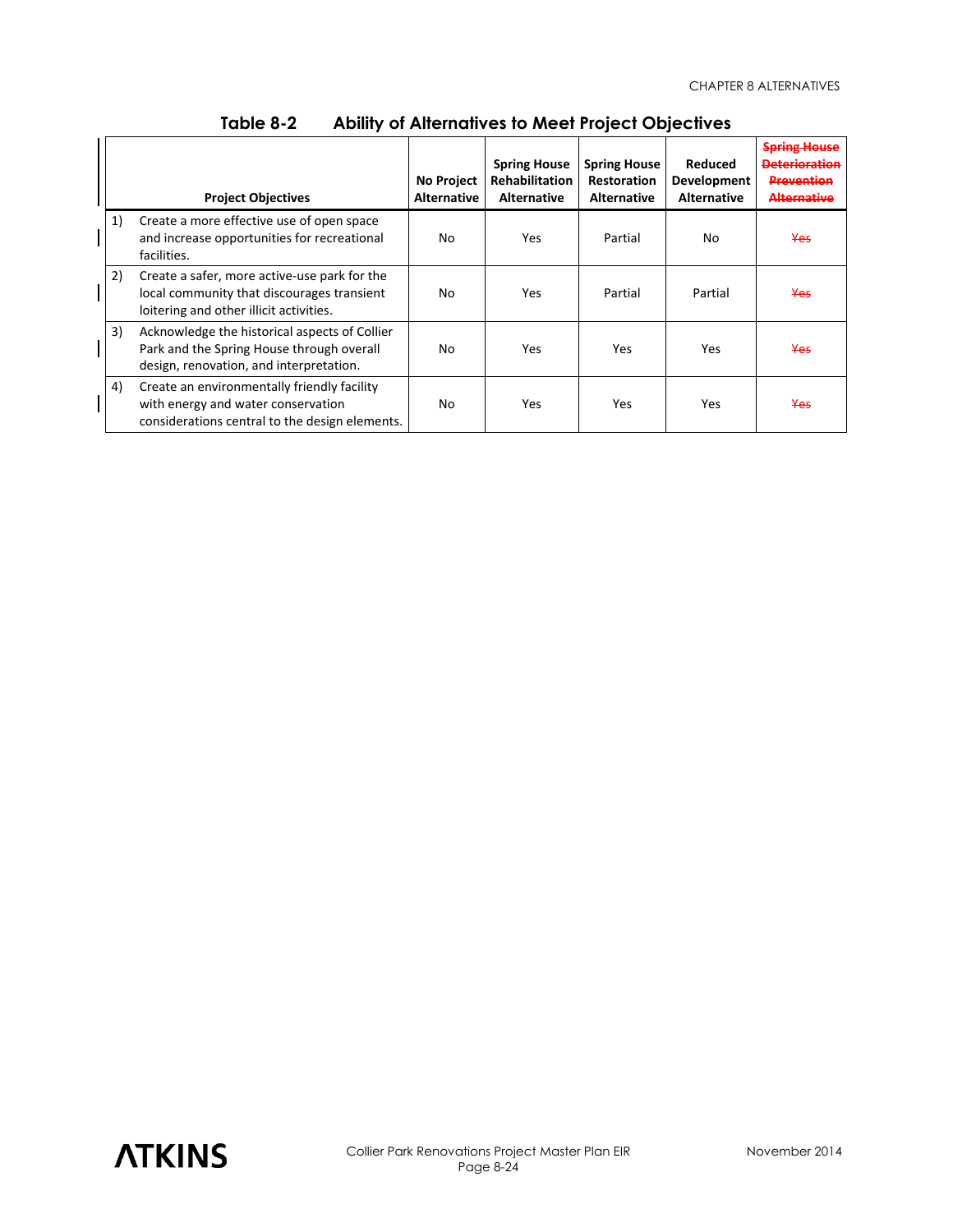**Table 8-2 Ability of Alternatives to Meet Project Objectives**

| | Project Objectives | No Project Alternative | Spring House Rehabilitation Alternative | Spring House Restoration Alternative | Reduced Development Alternative | ~~Spring House Deterioration Prevention Alternative~~ |
|---|---|---|---|---|---|---|
| 1) | Create a more effective use of open space and increase opportunities for recreational facilities. | No | Yes | Partial | No | ~~Yes~~ |
| 2) | Create a safer, more active-use park for the local community that discourages transient loitering and other illicit activities. | No | Yes | Partial | Partial | ~~Yes~~ |
| 3) | Acknowledge the historical aspects of Collier Park and the Spring House through overall design, renovation, and interpretation. | No | Yes | Yes | Yes | ~~Yes~~ |
| 4) | Create an environmentally friendly facility with energy and water conservation considerations central to the design elements. | No | Yes | Yes | Yes | ~~Yes~~ |